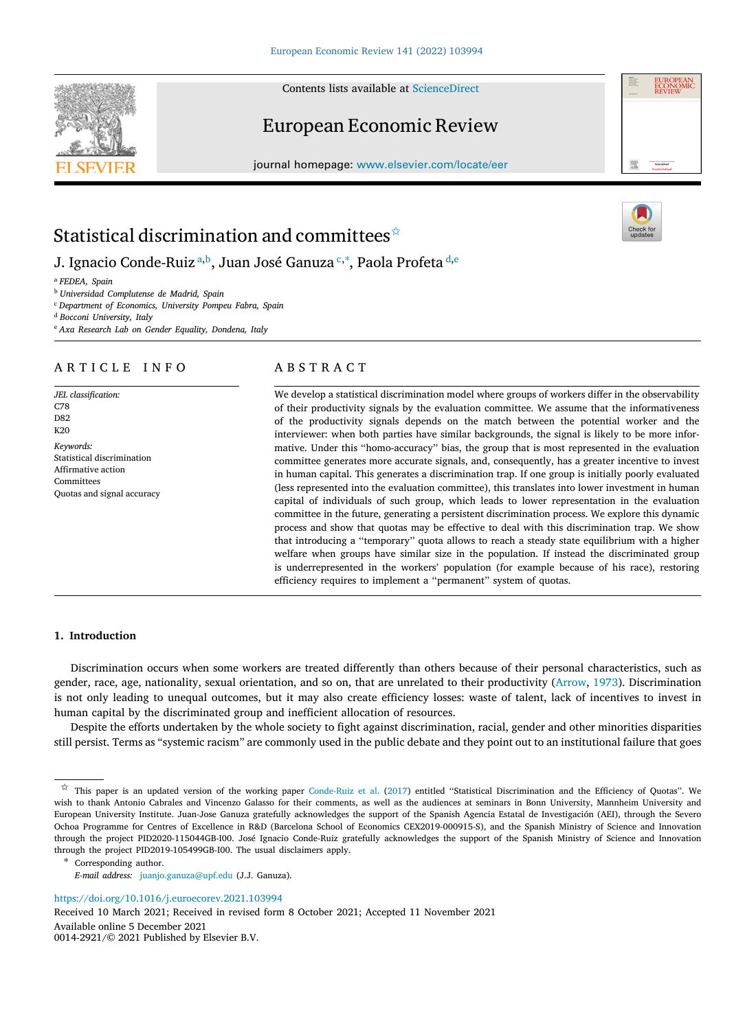# Statistical discrimination and committees[☆]

J. Ignacio Conde-Ruiz [a,b], Juan José Ganuza [c,*], Paola Profeta [d,e]

[a] FEDEA, Spain
[b] Universidad Complutense de Madrid, Spain
[c] Department of Economics, University Pompeu Fabra, Spain
[d] Bocconi University, Italy
[e] Axa Research Lab on Gender Equality, Dondena, Italy

## ARTICLE INFO

*JEL classification:*
C78
D82
K20

*Keywords:*
Statistical discrimination
Affirmative action
Committees
Quotas and signal accuracy

## ABSTRACT

We develop a statistical discrimination model where groups of workers differ in the observability of their productivity signals by the evaluation committee. We assume that the informativeness of the productivity signals depends on the match between the potential worker and the interviewer: when both parties have similar backgrounds, the signal is likely to be more informative. Under this "homo-accuracy" bias, the group that is most represented in the evaluation committee generates more accurate signals, and, consequently, has a greater incentive to invest in human capital. This generates a discrimination trap. If one group is initially poorly evaluated (less represented into the evaluation committee), this translates into lower investment in human capital of individuals of such group, which leads to lower representation in the evaluation committee in the future, generating a persistent discrimination process. We explore this dynamic process and show that quotas may be effective to deal with this discrimination trap. We show that introducing a "temporary" quota allows to reach a steady state equilibrium with a higher welfare when groups have similar size in the population. If instead the discriminated group is underrepresented in the workers' population (for example because of his race), restoring efficiency requires to implement a "permanent" system of quotas.

## 1. Introduction

Discrimination occurs when some workers are treated differently than others because of their personal characteristics, such as gender, race, age, nationality, sexual orientation, and so on, that are unrelated to their productivity (Arrow, 1973). Discrimination is not only leading to unequal outcomes, but it may also create efficiency losses: waste of talent, lack of incentives to invest in human capital by the discriminated group and inefficient allocation of resources.

Despite the efforts undertaken by the whole society to fight against discrimination, racial, gender and other minorities disparities still persist. Terms as "systemic racism" are commonly used in the public debate and they point out to an institutional failure that goes

---

☆ This paper is an updated version of the working paper Conde-Ruiz et al. (2017) entitled "Statistical Discrimination and the Efficiency of Quotas". We wish to thank Antonio Cabrales and Vincenzo Galasso for their comments, as well as the audiences at seminars in Bonn University, Mannheim University and European University Institute. Juan-Jose Ganuza gratefully acknowledges the support of the Spanish Agencia Estatal de Investigación (AEI), through the Severo Ochoa Programme for Centres of Excellence in R&D (Barcelona School of Economics CEX2019-000915-S), and the Spanish Ministry of Science and Innovation through the project PID2020-115044GB-I00. José Ignacio Conde-Ruiz gratefully acknowledges the support of the Spanish Ministry of Science and Innovation through the project PID2019-105499GB-I00. The usual disclaimers apply.

\* Corresponding author.
*E-mail address:* juanjo.ganuza@upf.edu (J.J. Ganuza).

https://doi.org/10.1016/j.euroecorev.2021.103994
Received 10 March 2021; Received in revised form 8 October 2021; Accepted 11 November 2021
Available online 5 December 2021
0014-2921/© 2021 Published by Elsevier B.V.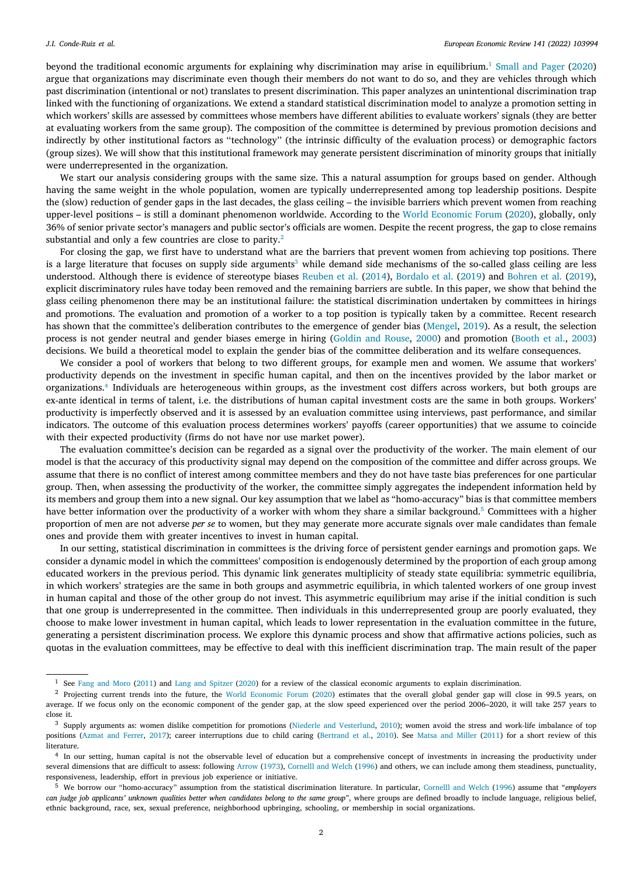beyond the traditional economic arguments for explaining why discrimination may arise in equilibrium.[1] Small and Pager (2020) argue that organizations may discriminate even though their members do not want to do so, and they are vehicles through which past discrimination (intentional or not) translates to present discrimination. This paper analyzes an unintentional discrimination trap linked with the functioning of organizations. We extend a standard statistical discrimination model to analyze a promotion setting in which workers' skills are assessed by committees whose members have different abilities to evaluate workers' signals (they are better at evaluating workers from the same group). The composition of the committee is determined by previous promotion decisions and indirectly by other institutional factors as "technology" (the intrinsic difficulty of the evaluation process) or demographic factors (group sizes). We will show that this institutional framework may generate persistent discrimination of minority groups that initially were underrepresented in the organization.

We start our analysis considering groups with the same size. This a natural assumption for groups based on gender. Although having the same weight in the whole population, women are typically underrepresented among top leadership positions. Despite the (slow) reduction of gender gaps in the last decades, the glass ceiling – the invisible barriers which prevent women from reaching upper-level positions – is still a dominant phenomenon worldwide. According to the World Economic Forum (2020), globally, only 36% of senior private sector's managers and public sector's officials are women. Despite the recent progress, the gap to close remains substantial and only a few countries are close to parity.[2]

For closing the gap, we first have to understand what are the barriers that prevent women from achieving top positions. There is a large literature that focuses on supply side arguments[3] while demand side mechanisms of the so-called glass ceiling are less understood. Although there is evidence of stereotype biases Reuben et al. (2014), Bordalo et al. (2019) and Bohren et al. (2019), explicit discriminatory rules have today been removed and the remaining barriers are subtle. In this paper, we show that behind the glass ceiling phenomenon there may be an institutional failure: the statistical discrimination undertaken by committees in hirings and promotions. The evaluation and promotion of a worker to a top position is typically taken by a committee. Recent research has shown that the committee's deliberation contributes to the emergence of gender bias (Mengel, 2019). As a result, the selection process is not gender neutral and gender biases emerge in hiring (Goldin and Rouse, 2000) and promotion (Booth et al., 2003) decisions. We build a theoretical model to explain the gender bias of the committee deliberation and its welfare consequences.

We consider a pool of workers that belong to two different groups, for example men and women. We assume that workers' productivity depends on the investment in specific human capital, and then on the incentives provided by the labor market or organizations.[4] Individuals are heterogeneous within groups, as the investment cost differs across workers, but both groups are ex-ante identical in terms of talent, i.e. the distributions of human capital investment costs are the same in both groups. Workers' productivity is imperfectly observed and it is assessed by an evaluation committee using interviews, past performance, and similar indicators. The outcome of this evaluation process determines workers' payoffs (career opportunities) that we assume to coincide with their expected productivity (firms do not have nor use market power).

The evaluation committee's decision can be regarded as a signal over the productivity of the worker. The main element of our model is that the accuracy of this productivity signal may depend on the composition of the committee and differ across groups. We assume that there is no conflict of interest among committee members and they do not have taste bias preferences for one particular group. Then, when assessing the productivity of the worker, the committee simply aggregates the independent information held by its members and group them into a new signal. Our key assumption that we label as "homo-accuracy" bias is that committee members have better information over the productivity of a worker with whom they share a similar background.[5] Committees with a higher proportion of men are not adverse *per se* to women, but they may generate more accurate signals over male candidates than female ones and provide them with greater incentives to invest in human capital.

In our setting, statistical discrimination in committees is the driving force of persistent gender earnings and promotion gaps. We consider a dynamic model in which the committees' composition is endogenously determined by the proportion of each group among educated workers in the previous period. This dynamic link generates multiplicity of steady state equilibria: symmetric equilibria, in which workers' strategies are the same in both groups and asymmetric equilibria, in which talented workers of one group invest in human capital and those of the other group do not invest. This asymmetric equilibrium may arise if the initial condition is such that one group is underrepresented in the committee. Then individuals in this underrepresented group are poorly evaluated, they choose to make lower investment in human capital, which leads to lower representation in the evaluation committee in the future, generating a persistent discrimination process. We explore this dynamic process and show that affirmative actions policies, such as quotas in the evaluation committees, may be effective to deal with this inefficient discrimination trap. The main result of the paper

[1] See Fang and Moro (2011) and Lang and Spitzer (2020) for a review of the classical economic arguments to explain discrimination.

[2] Projecting current trends into the future, the World Economic Forum (2020) estimates that the overall global gender gap will close in 99.5 years, on average. If we focus only on the economic component of the gender gap, at the slow speed experienced over the period 2006–2020, it will take 257 years to close it.

[3] Supply arguments as: women dislike competition for promotions (Niederle and Vesterlund, 2010); women avoid the stress and work-life imbalance of top positions (Azmat and Ferrer, 2017); career interruptions due to child caring (Bertrand et al., 2010). See Matsa and Miller (2011) for a short review of this literature.

[4] In our setting, human capital is not the observable level of education but a comprehensive concept of investments in increasing the productivity under several dimensions that are difficult to assess: following Arrow (1973), Cornelll and Welch (1996) and others, we can include among them steadiness, punctuality, responsiveness, leadership, effort in previous job experience or initiative.

[5] We borrow our "homo-accuracy" assumption from the statistical discrimination literature. In particular, Cornelll and Welch (1996) assume that "*employers can judge job applicants' unknown qualities better when candidates belong to the same group*", where groups are defined broadly to include language, religious belief, ethnic background, race, sex, sexual preference, neighborhood upbringing, schooling, or membership in social organizations.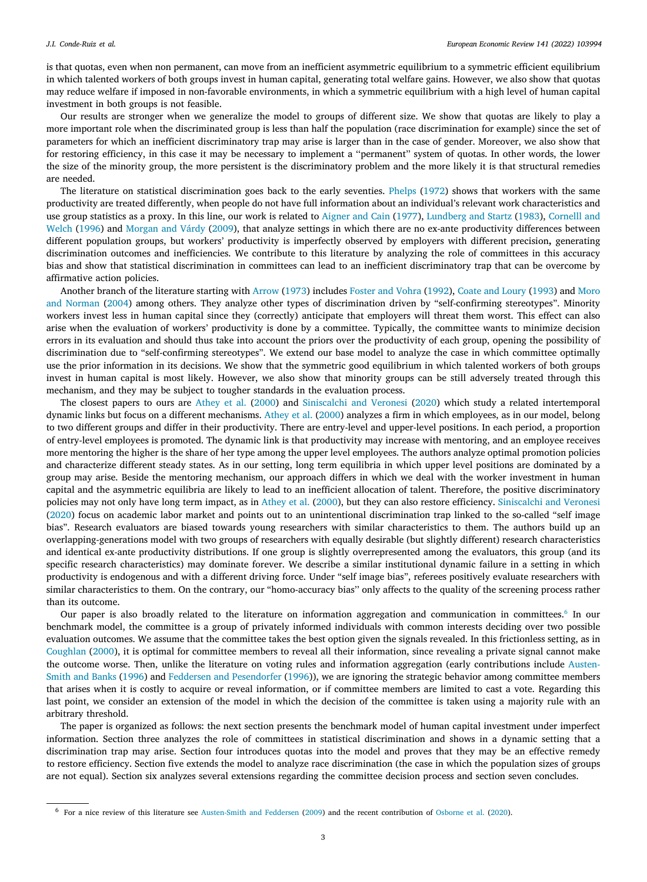is that quotas, even when non permanent, can move from an inefficient asymmetric equilibrium to a symmetric efficient equilibrium in which talented workers of both groups invest in human capital, generating total welfare gains. However, we also show that quotas may reduce welfare if imposed in non-favorable environments, in which a symmetric equilibrium with a high level of human capital investment in both groups is not feasible.

Our results are stronger when we generalize the model to groups of different size. We show that quotas are likely to play a more important role when the discriminated group is less than half the population (race discrimination for example) since the set of parameters for which an inefficient discriminatory trap may arise is larger than in the case of gender. Moreover, we also show that for restoring efficiency, in this case it may be necessary to implement a ''permanent'' system of quotas. In other words, the lower the size of the minority group, the more persistent is the discriminatory problem and the more likely it is that structural remedies are needed.

The literature on statistical discrimination goes back to the early seventies. Phelps (1972) shows that workers with the same productivity are treated differently, when people do not have full information about an individual's relevant work characteristics and use group statistics as a proxy. In this line, our work is related to Aigner and Cain (1977), Lundberg and Startz (1983), Cornelll and Welch (1996) and Morgan and Várdy (2009), that analyze settings in which there are no ex-ante productivity differences between different population groups, but workers' productivity is imperfectly observed by employers with different precision**,** generating discrimination outcomes and inefficiencies. We contribute to this literature by analyzing the role of committees in this accuracy bias and show that statistical discrimination in committees can lead to an inefficient discriminatory trap that can be overcome by affirmative action policies.

Another branch of the literature starting with Arrow (1973) includes Foster and Vohra (1992), Coate and Loury (1993) and Moro and Norman (2004) among others. They analyze other types of discrimination driven by "self-confirming stereotypes". Minority workers invest less in human capital since they (correctly) anticipate that employers will threat them worst. This effect can also arise when the evaluation of workers' productivity is done by a committee. Typically, the committee wants to minimize decision errors in its evaluation and should thus take into account the priors over the productivity of each group, opening the possibility of discrimination due to "self-confirming stereotypes". We extend our base model to analyze the case in which committee optimally use the prior information in its decisions. We show that the symmetric good equilibrium in which talented workers of both groups invest in human capital is most likely. However, we also show that minority groups can be still adversely treated through this mechanism, and they may be subject to tougher standards in the evaluation process.

The closest papers to ours are Athey et al. (2000) and Siniscalchi and Veronesi (2020) which study a related intertemporal dynamic links but focus on a different mechanisms. Athey et al. (2000) analyzes a firm in which employees, as in our model, belong to two different groups and differ in their productivity. There are entry-level and upper-level positions. In each period, a proportion of entry-level employees is promoted. The dynamic link is that productivity may increase with mentoring, and an employee receives more mentoring the higher is the share of her type among the upper level employees. The authors analyze optimal promotion policies and characterize different steady states. As in our setting, long term equilibria in which upper level positions are dominated by a group may arise. Beside the mentoring mechanism, our approach differs in which we deal with the worker investment in human capital and the asymmetric equilibria are likely to lead to an inefficient allocation of talent. Therefore, the positive discriminatory policies may not only have long term impact, as in Athey et al. (2000), but they can also restore efficiency. Siniscalchi and Veronesi (2020) focus on academic labor market and points out to an unintentional discrimination trap linked to the so-called "self image bias". Research evaluators are biased towards young researchers with similar characteristics to them. The authors build up an overlapping-generations model with two groups of researchers with equally desirable (but slightly different) research characteristics and identical ex-ante productivity distributions. If one group is slightly overrepresented among the evaluators, this group (and its specific research characteristics) may dominate forever. We describe a similar institutional dynamic failure in a setting in which productivity is endogenous and with a different driving force. Under "self image bias", referees positively evaluate researchers with similar characteristics to them. On the contrary, our "homo-accuracy bias" only affects to the quality of the screening process rather than its outcome.

Our paper is also broadly related to the literature on information aggregation and communication in committees.[6] In our benchmark model, the committee is a group of privately informed individuals with common interests deciding over two possible evaluation outcomes. We assume that the committee takes the best option given the signals revealed. In this frictionless setting, as in Coughlan (2000), it is optimal for committee members to reveal all their information, since revealing a private signal cannot make the outcome worse. Then, unlike the literature on voting rules and information aggregation (early contributions include Austen-Smith and Banks (1996) and Feddersen and Pesendorfer (1996)), we are ignoring the strategic behavior among committee members that arises when it is costly to acquire or reveal information, or if committee members are limited to cast a vote. Regarding this last point, we consider an extension of the model in which the decision of the committee is taken using a majority rule with an arbitrary threshold.

The paper is organized as follows: the next section presents the benchmark model of human capital investment under imperfect information. Section three analyzes the role of committees in statistical discrimination and shows in a dynamic setting that a discrimination trap may arise. Section four introduces quotas into the model and proves that they may be an effective remedy to restore efficiency. Section five extends the model to analyze race discrimination (the case in which the population sizes of groups are not equal). Section six analyzes several extensions regarding the committee decision process and section seven concludes.

---

[6] For a nice review of this literature see Austen-Smith and Feddersen (2009) and the recent contribution of Osborne et al. (2020).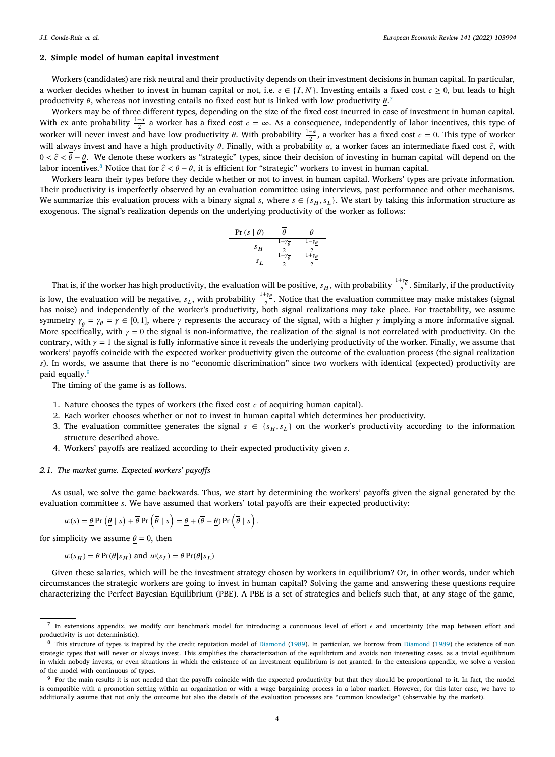## 2. Simple model of human capital investment

Workers (candidates) are risk neutral and their productivity depends on their investment decisions in human capital. In particular, a worker decides whether to invest in human capital or not, i.e. $e \in \{I, N\}$. Investing entails a fixed cost $c \geq 0$, but leads to high productivity $\overline{\theta}$, whereas not investing entails no fixed cost but is linked with low productivity $\underline{\theta}$.[7]

Workers may be of three different types, depending on the size of the fixed cost incurred in case of investment in human capital. With ex ante probability $\frac{1-\alpha}{2}$ a worker has a fixed cost $c = \infty$. As a consequence, independently of labor incentives, this type of worker will never invest and have low productivity $\underline{\theta}$. With probability $\frac{1-\alpha}{2}$, a worker has a fixed cost $c = 0$. This type of worker will always invest and have a high productivity $\overline{\theta}$. Finally, with a probability $\alpha$, a worker faces an intermediate fixed cost $\hat{c}$, with $0 < \hat{c} < \overline{\theta} - \underline{\theta}$. We denote these workers as "strategic" types, since their decision of investing in human capital will depend on the labor incentives.[8] Notice that for $\hat{c} < \overline{\theta} - \underline{\theta}$, it is efficient for "strategic" workers to invest in human capital.

Workers learn their types before they decide whether or not to invest in human capital. Workers' types are private information. Their productivity is imperfectly observed by an evaluation committee using interviews, past performance and other mechanisms. We summarize this evaluation process with a binary signal $s$, where $s \in \{s_H, s_L\}$. We start by taking this information structure as exogenous. The signal's realization depends on the underlying productivity of the worker as follows:

| $\Pr(s \mid \theta)$ | $\overline{\theta}$ | $\underline{\theta}$ |
|---|---|---|
| $s_H$ | $\frac{1+\gamma_{\overline{\theta}}}{2}$ | $\frac{1-\gamma_{\underline{\theta}}}{2}$ |
| $s_L$ | $\frac{1-\gamma_{\overline{\theta}}}{2}$ | $\frac{1+\gamma_{\underline{\theta}}}{2}$ |

That is, if the worker has high productivity, the evaluation will be positive, $s_H$, with probability $\frac{1+\gamma_{\overline{\theta}}}{2}$. Similarly, if the productivity is low, the evaluation will be negative, $s_L$, with probability $\frac{1+\gamma_{\underline{\theta}}}{2}$. Notice that the evaluation committee may make mistakes (signal has noise) and independently of the worker's productivity, both signal realizations may take place. For tractability, we assume symmetry $\gamma_{\overline{\theta}} = \gamma_{\underline{\theta}} = \gamma \in [0,1]$, where $\gamma$ represents the accuracy of the signal, with a higher $\gamma$ implying a more informative signal. More specifically, with $\gamma = 0$ the signal is non-informative, the realization of the signal is not correlated with productivity. On the contrary, with $\gamma = 1$ the signal is fully informative since it reveals the underlying productivity of the worker. Finally, we assume that workers' payoffs coincide with the expected worker productivity given the outcome of the evaluation process (the signal realization $s$). In words, we assume that there is no "economic discrimination" since two workers with identical (expected) productivity are paid equally.[9]

The timing of the game is as follows.

1. Nature chooses the types of workers (the fixed cost $c$ of acquiring human capital).
2. Each worker chooses whether or not to invest in human capital which determines her productivity.
3. The evaluation committee generates the signal $s \in \{s_H, s_L\}$ on the worker's productivity according to the information structure described above.
4. Workers' payoffs are realized according to their expected productivity given $s$.

### 2.1. The market game. Expected workers' payoffs

As usual, we solve the game backwards. Thus, we start by determining the workers' payoffs given the signal generated by the evaluation committee $s$. We have assumed that workers' total payoffs are their expected productivity:

$$w(s) = \underline{\theta} \Pr\left(\underline{\theta} \mid s\right) + \overline{\theta} \Pr\left(\overline{\theta} \mid s\right) = \underline{\theta} + (\overline{\theta} - \underline{\theta}) \Pr\left(\overline{\theta} \mid s\right).$$

for simplicity we assume $\underline{\theta} = 0$, then

$$w(s_H) = \overline{\theta} \Pr(\overline{\theta} | s_H) \text{ and } w(s_L) = \overline{\theta} \Pr(\overline{\theta} | s_L)$$

Given these salaries, which will be the investment strategy chosen by workers in equilibrium? Or, in other words, under which circumstances the strategic workers are going to invest in human capital? Solving the game and answering these questions require characterizing the Perfect Bayesian Equilibrium (PBE). A PBE is a set of strategies and beliefs such that, at any stage of the game,

---

[7] In extensions appendix, we modify our benchmark model for introducing a continuous level of effort $e$ and uncertainty (the map between effort and productivity is not deterministic).

[8] This structure of types is inspired by the credit reputation model of Diamond (1989). In particular, we borrow from Diamond (1989) the existence of non strategic types that will never or always invest. This simplifies the characterization of the equilibrium and avoids non interesting cases, as a trivial equilibrium in which nobody invests, or even situations in which the existence of an investment equilibrium is not granted. In the extensions appendix, we solve a version of the model with continuous of types.

[9] For the main results it is not needed that the payoffs coincide with the expected productivity but that they should be proportional to it. In fact, the model is compatible with a promotion setting within an organization or with a wage bargaining process in a labor market. However, for this later case, we have to additionally assume that not only the outcome but also the details of the evaluation processes are "common knowledge" (observable by the market).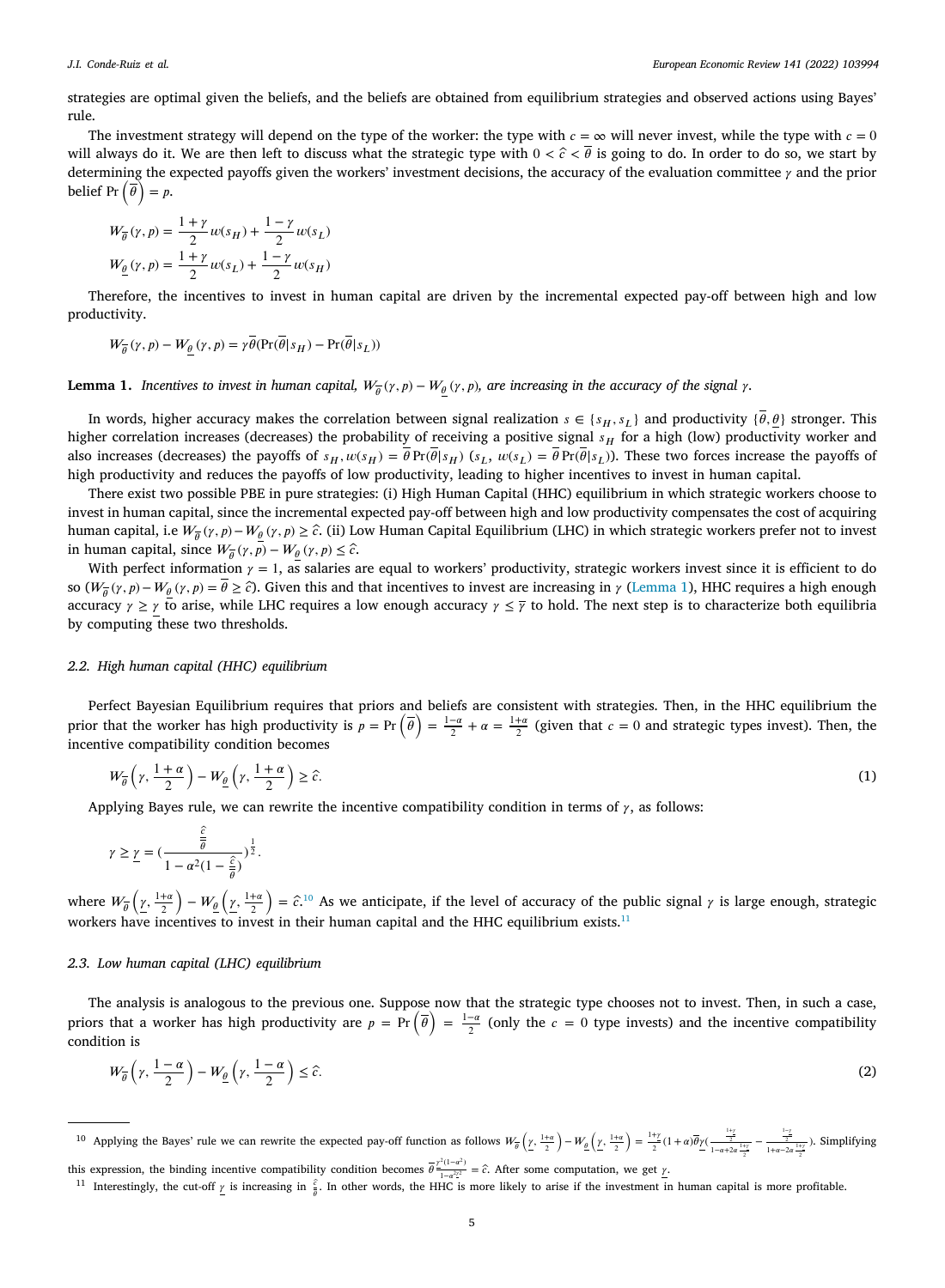strategies are optimal given the beliefs, and the beliefs are obtained from equilibrium strategies and observed actions using Bayes' rule.

The investment strategy will depend on the type of the worker: the type with $c = \infty$ will never invest, while the type with $c = 0$ will always do it. We are then left to discuss what the strategic type with $0 < \hat{c} < \overline{\theta}$ is going to do. In order to do so, we start by determining the expected payoffs given the workers' investment decisions, the accuracy of the evaluation committee $\gamma$ and the prior belief $\Pr\left(\overline{\theta}\right) = p$.

$$W_{\overline{\theta}}(\gamma, p) = \frac{1+\gamma}{2} w(s_H) + \frac{1-\gamma}{2} w(s_L)$$
$$W_{\underline{\theta}}(\gamma, p) = \frac{1+\gamma}{2} w(s_L) + \frac{1-\gamma}{2} w(s_H)$$

Therefore, the incentives to invest in human capital are driven by the incremental expected pay-off between high and low productivity.

$$W_{\overline{\theta}}(\gamma, p) - W_{\underline{\theta}}(\gamma, p) = \gamma\overline{\theta}(\Pr(\overline{\theta}|s_H) - \Pr(\overline{\theta}|s_L))$$

**Lemma 1.** *Incentives to invest in human capital, $W_{\overline{\theta}}(\gamma, p) - W_{\underline{\theta}}(\gamma, p)$, are increasing in the accuracy of the signal $\gamma$.*

In words, higher accuracy makes the correlation between signal realization $s \in \{s_H, s_L\}$ and productivity $\{\overline{\theta}, \underline{\theta}\}$ stronger. This higher correlation increases (decreases) the probability of receiving a positive signal $s_H$ for a high (low) productivity worker and also increases (decreases) the payoffs of $s_H, w(s_H) = \overline{\theta}\Pr(\overline{\theta}|s_H)$ $(s_L,\ w(s_L) = \overline{\theta}\Pr(\overline{\theta}|s_L))$. These two forces increase the payoffs of high productivity and reduces the payoffs of low productivity, leading to higher incentives to invest in human capital.

There exist two possible PBE in pure strategies: (i) High Human Capital (HHC) equilibrium in which strategic workers choose to invest in human capital, since the incremental expected pay-off between high and low productivity compensates the cost of acquiring human capital, i.e $W_{\overline{\theta}}(\gamma, p) - W_{\underline{\theta}}(\gamma, p) \geq \hat{c}$. (ii) Low Human Capital Equilibrium (LHC) in which strategic workers prefer not to invest in human capital, since $W_{\overline{\theta}}(\gamma, p) - W_{\underline{\theta}}(\gamma, p) \leq \hat{c}$.

With perfect information $\gamma = 1$, as salaries are equal to workers' productivity, strategic workers invest since it is efficient to do so $(W_{\overline{\theta}}(\gamma, p) - W_{\underline{\theta}}(\gamma, p) = \overline{\theta} \geq \hat{c})$. Given this and that incentives to invest are increasing in $\gamma$ (Lemma 1), HHC requires a high enough accuracy $\gamma \geq \underline{\gamma}$ to arise, while LHC requires a low enough accuracy $\gamma \leq \overline{\gamma}$ to hold. The next step is to characterize both equilibria by computing these two thresholds.

### 2.2. High human capital (HHC) equilibrium

Perfect Bayesian Equilibrium requires that priors and beliefs are consistent with strategies. Then, in the HHC equilibrium the prior that the worker has high productivity is $p = \Pr\left(\overline{\theta}\right) = \frac{1-\alpha}{2} + \alpha = \frac{1+\alpha}{2}$ (given that $c = 0$ and strategic types invest). Then, the incentive compatibility condition becomes

$$W_{\overline{\theta}}\left(\gamma, \frac{1+\alpha}{2}\right) - W_{\underline{\theta}}\left(\gamma, \frac{1+\alpha}{2}\right) \geq \hat{c}. \tag{1}$$

Applying Bayes rule, we can rewrite the incentive compatibility condition in terms of $\gamma$, as follows:

$$\gamma \geq \underline{\gamma} = \left(\frac{\frac{\hat{c}}{\overline{\theta}}}{1 - \alpha^2(1 - \frac{\hat{c}}{\overline{\theta}})}\right)^{\frac{1}{2}}.$$

where $W_{\overline{\theta}}\left(\underline{\gamma}, \frac{1+\alpha}{2}\right) - W_{\underline{\theta}}\left(\underline{\gamma}, \frac{1+\alpha}{2}\right) = \hat{c}$.[10] As we anticipate, if the level of accuracy of the public signal $\gamma$ is large enough, strategic workers have incentives to invest in their human capital and the HHC equilibrium exists.[11]

### 2.3. Low human capital (LHC) equilibrium

The analysis is analogous to the previous one. Suppose now that the strategic type chooses not to invest. Then, in such a case, priors that a worker has high productivity are $p = \Pr\left(\overline{\theta}\right) = \frac{1-\alpha}{2}$ (only the $c = 0$ type invests) and the incentive compatibility condition is

$$W_{\overline{\theta}}\left(\gamma, \frac{1-\alpha}{2}\right) - W_{\underline{\theta}}\left(\gamma, \frac{1-\alpha}{2}\right) \leq \hat{c}. \tag{2}$$

---

[10] Applying the Bayes' rule we can rewrite the expected pay-off function as follows $W_{\overline{\theta}}\left(\underline{\gamma}, \frac{1+\alpha}{2}\right) - W_{\underline{\theta}}\left(\underline{\gamma}, \frac{1+\alpha}{2}\right) = \frac{1+\gamma}{2}(1+\alpha)\overline{\theta}\underline{\gamma}\left(\frac{\frac{1+\gamma}{2}}{1-\alpha+2\alpha\frac{1+\gamma}{2}} - \frac{\frac{1-\gamma}{2}}{1+\alpha-2\alpha\frac{1+\gamma}{2}}\right)$. Simplifying this expression, the binding incentive compatibility condition becomes $\overline{\theta}\frac{\underline{\gamma}^2(1-\alpha^2)}{1-\alpha^2\underline{\gamma}^2} = \hat{c}$. After some computation, we get $\underline{\gamma}$.

[11] Interestingly, the cut-off $\underline{\gamma}$ is increasing in $\frac{\hat{c}}{\overline{\theta}}$. In other words, the HHC is more likely to arise if the investment in human capital is more profitable.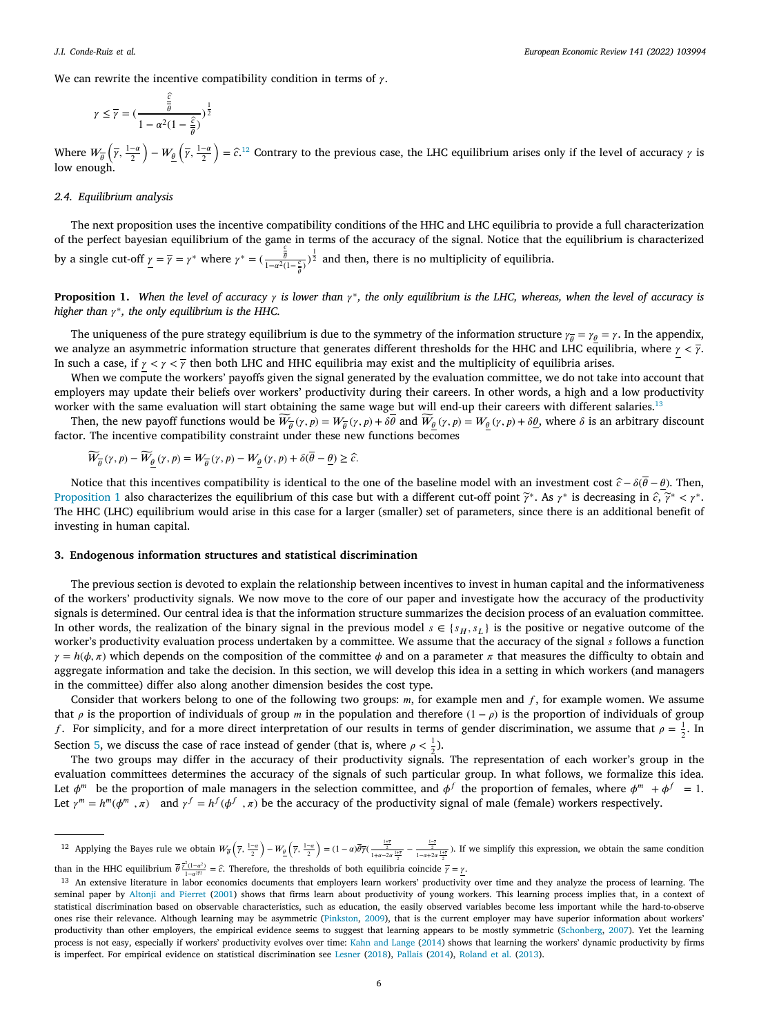We can rewrite the incentive compatibility condition in terms of $\gamma$.

$$\gamma \leq \overline{\gamma} = \left(\frac{\frac{\hat{c}}{\overline{\theta}}}{1-\alpha^2(1-\frac{\hat{c}}{\overline{\theta}})}\right)^{\frac{1}{2}}$$

Where $W_{\overline{\theta}}\left(\overline{\gamma}, \frac{1-\alpha}{2}\right) - W_{\underline{\theta}}\left(\overline{\gamma}, \frac{1-\alpha}{2}\right) = \hat{c}$.[12] Contrary to the previous case, the LHC equilibrium arises only if the level of accuracy $\gamma$ is low enough.

### 2.4. Equilibrium analysis

The next proposition uses the incentive compatibility conditions of the HHC and LHC equilibria to provide a full characterization of the perfect bayesian equilibrium of the game in terms of the accuracy of the signal. Notice that the equilibrium is characterized by a single cut-off $\underline{\gamma} = \overline{\gamma} = \gamma^*$ where $\gamma^* = \left(\frac{\frac{\hat{c}}{\overline{\theta}}}{1-\alpha^2(1-\frac{\hat{c}}{\overline{\theta}})}\right)^{\frac{1}{2}}$ and then, there is no multiplicity of equilibria.

**Proposition 1.** *When the level of accuracy $\gamma$ is lower than $\gamma^*$, the only equilibrium is the LHC, whereas, when the level of accuracy is higher than $\gamma^*$, the only equilibrium is the HHC.*

The uniqueness of the pure strategy equilibrium is due to the symmetry of the information structure $\gamma_{\overline{\theta}} = \gamma_{\underline{\theta}} = \gamma$. In the appendix, we analyze an asymmetric information structure that generates different thresholds for the HHC and LHC equilibria, where $\underline{\gamma} < \overline{\gamma}$. In such a case, if $\underline{\gamma} < \gamma < \overline{\gamma}$ then both LHC and HHC equilibria may exist and the multiplicity of equilibria arises.

When we compute the workers' payoffs given the signal generated by the evaluation committee, we do not take into account that employers may update their beliefs over workers' productivity during their careers. In other words, a high and a low productivity worker with the same evaluation will start obtaining the same wage but will end-up their careers with different salaries.[13]

Then, the new payoff functions would be $\widetilde{W}_{\overline{\theta}}(\gamma, p) = W_{\overline{\theta}}(\gamma, p) + \delta\overline{\theta}$ and $\widetilde{W}_{\underline{\theta}}(\gamma, p) = W_{\underline{\theta}}(\gamma, p) + \delta\underline{\theta}$, where $\delta$ is an arbitrary discount factor. The incentive compatibility constraint under these new functions becomes

$$\widetilde{W}_{\overline{\theta}}(\gamma, p) - \widetilde{W}_{\underline{\theta}}(\gamma, p) = W_{\overline{\theta}}(\gamma, p) - W_{\underline{\theta}}(\gamma, p) + \delta(\overline{\theta} - \underline{\theta}) \geq \hat{c}.$$

Notice that this incentives compatibility is identical to the one of the baseline model with an investment cost $\hat{c} - \delta(\overline{\theta} - \underline{\theta})$. Then, Proposition 1 also characterizes the equilibrium of this case but with a different cut-off point $\widetilde{\gamma}^*$. As $\gamma^*$ is decreasing in $\hat{c}$, $\widetilde{\gamma}^* < \gamma^*$. The HHC (LHC) equilibrium would arise in this case for a larger (smaller) set of parameters, since there is an additional benefit of investing in human capital.

## 3. Endogenous information structures and statistical discrimination

The previous section is devoted to explain the relationship between incentives to invest in human capital and the informativeness of the workers' productivity signals. We now move to the core of our paper and investigate how the accuracy of the productivity signals is determined. Our central idea is that the information structure summarizes the decision process of an evaluation committee. In other words, the realization of the binary signal in the previous model $s \in \{s_H, s_L\}$ is the positive or negative outcome of the worker's productivity evaluation process undertaken by a committee. We assume that the accuracy of the signal $s$ follows a function $\gamma = h(\phi, \pi)$ which depends on the composition of the committee $\phi$ and on a parameter $\pi$ that measures the difficulty to obtain and aggregate information and take the decision. In this section, we will develop this idea in a setting in which workers (and managers in the committee) differ also along another dimension besides the cost type.

Consider that workers belong to one of the following two groups: $m$, for example men and $f$, for example women. We assume that $\rho$ is the proportion of individuals of group $m$ in the population and therefore $(1-\rho)$ is the proportion of individuals of group $f$. For simplicity, and for a more direct interpretation of our results in terms of gender discrimination, we assume that $\rho = \frac{1}{2}$. In Section 5, we discuss the case of race instead of gender (that is, where $\rho < \frac{1}{2}$).

The two groups may differ in the accuracy of their productivity signals. The representation of each worker's group in the evaluation committees determines the accuracy of the signals of such particular group. In what follows, we formalize this idea. Let $\phi^m$ be the proportion of male managers in the selection committee, and $\phi^f$ the proportion of females, where $\phi^m + \phi^f = 1$. Let $\gamma^m = h^m(\phi^m, \pi)$ and $\gamma^f = h^f(\phi^f, \pi)$ be the accuracy of the productivity signal of male (female) workers respectively.

---

[12] Applying the Bayes rule we obtain $W_{\overline{\theta}}\left(\overline{\gamma}, \frac{1-\alpha}{2}\right) - W_{\underline{\theta}}\left(\overline{\gamma}, \frac{1-\alpha}{2}\right) = (1-\alpha)\overline{\theta}\overline{\gamma}\left(\frac{\frac{1+\overline{\gamma}}{2}}{1+\alpha-2\alpha\frac{1+\overline{\gamma}}{2}} - \frac{\frac{1-\overline{\gamma}}{2}}{1-\alpha+2\alpha\frac{1+\overline{\gamma}}{2}}\right)$. If we simplify this expression, we obtain the same condition than in the HHC equilibrium $\overline{\theta}\frac{\overline{\gamma}^2(1-\alpha^2)}{1-\alpha^2\overline{\gamma}^2} = \hat{c}$. Therefore, the thresholds of both equilibria coincide $\overline{\gamma} = \underline{\gamma}$.

[13] An extensive literature in labor economics documents that employers learn workers' productivity over time and they analyze the process of learning. The seminal paper by Altonji and Pierret (2001) shows that firms learn about productivity of young workers. This learning process implies that, in a context of statistical discrimination based on observable characteristics, such as education, the easily observed variables become less important while the hard-to-observe ones rise their relevance. Although learning may be asymmetric (Pinkston, 2009), that is the current employer may have superior information about workers' productivity than other employers, the empirical evidence seems to suggest that learning appears to be mostly symmetric (Schonberg, 2007). Yet the learning process is not easy, especially if workers' productivity evolves over time: Kahn and Lange (2014) shows that learning the workers' dynamic productivity by firms is imperfect. For empirical evidence on statistical discrimination see Lesner (2018), Pallais (2014), Roland et al. (2013).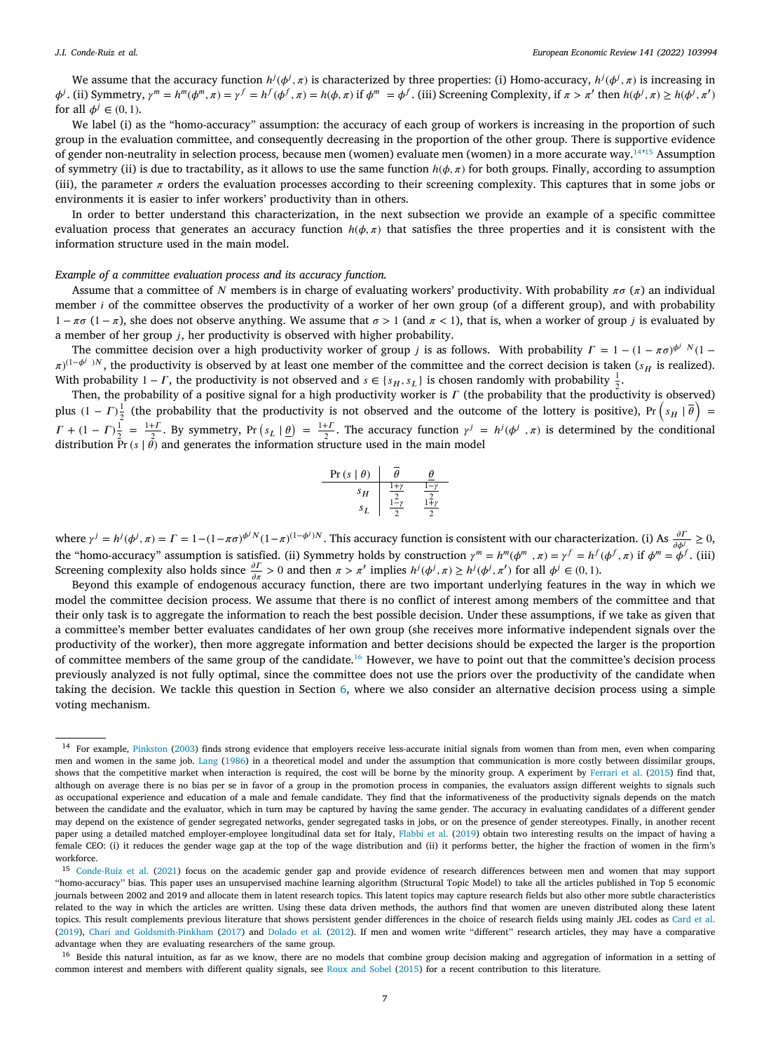We assume that the accuracy function $h^j(\phi^j, \pi)$ is characterized by three properties: (i) Homo-accuracy, $h^j(\phi^j, \pi)$ is increasing in $\phi^j$. (ii) Symmetry, $\gamma^m = h^m(\phi^m, \pi) = \gamma^f = h^f(\phi^f, \pi) = h(\phi, \pi)$ if $\phi^m = \phi^f$. (iii) Screening Complexity, if $\pi > \pi'$ then $h(\phi^j, \pi) \geq h(\phi^j, \pi')$ for all $\phi^j \in (0, 1)$.

We label (i) as the "homo-accuracy" assumption: the accuracy of each group of workers is increasing in the proportion of such group in the evaluation committee, and consequently decreasing in the proportion of the other group. There is supportive evidence of gender non-neutrality in selection process, because men (women) evaluate men (women) in a more accurate way.[14,15] Assumption of symmetry (ii) is due to tractability, as it allows to use the same function $h(\phi, \pi)$ for both groups. Finally, according to assumption (iii), the parameter $\pi$ orders the evaluation processes according to their screening complexity. This captures that in some jobs or environments it is easier to infer workers' productivity than in others.

In order to better understand this characterization, in the next subsection we provide an example of a specific committee evaluation process that generates an accuracy function $h(\phi, \pi)$ that satisfies the three properties and it is consistent with the information structure used in the main model.

*Example of a committee evaluation process and its accuracy function.*

Assume that a committee of $N$ members is in charge of evaluating workers' productivity. With probability $\pi\sigma$ ($\pi$) an individual member $i$ of the committee observes the productivity of a worker of her own group (of a different group), and with probability $1 - \pi\sigma$ $(1 - \pi)$, she does not observe anything. We assume that $\sigma > 1$ (and $\pi < 1$), that is, when a worker of group $j$ is evaluated by a member of her group $j$, her productivity is observed with higher probability.

The committee decision over a high productivity worker of group $j$ is as follows. With probability $\Gamma = 1 - (1 - \pi\sigma)^{\phi^j N}(1 - \pi)^{(1-\phi^j)N}$, the productivity is observed by at least one member of the committee and the correct decision is taken ($s_H$ is realized). With probability $1 - \Gamma$, the productivity is not observed and $s \in \{s_H, s_L\}$ is chosen randomly with probability $\frac{1}{2}$.

Then, the probability of a positive signal for a high productivity worker is $\Gamma$ (the probability that the productivity is observed) plus $(1 - \Gamma)\frac{1}{2}$ (the probability that the productivity is not observed and the outcome of the lottery is positive), $\Pr\left(s_H \mid \overline{\theta}\right) = \Gamma + (1 - \Gamma)\frac{1}{2} = \frac{1+\Gamma}{2}$. By symmetry, $\Pr\left(s_L \mid \underline{\theta}\right) = \frac{1+\Gamma}{2}$. The accuracy function $\gamma^j = h^j(\phi^j, \pi)$ is determined by the conditional distribution $\Pr(s \mid \theta)$ and generates the information structure used in the main model

| $\Pr(s \mid \theta)$ | $\overline{\theta}$ | $\underline{\theta}$ |
|---|---|---|
| $s_H$ | $\frac{1+\gamma}{2}$ | $\frac{1-\gamma}{2}$ |
| $s_L$ | $\frac{1-\gamma}{2}$ | $\frac{1+\gamma}{2}$ |

where $\gamma^j = h^j(\phi^j, \pi) = \Gamma = 1-(1-\pi\sigma)^{\phi^j N}(1-\pi)^{(1-\phi^j)N}$. This accuracy function is consistent with our characterization. (i) As $\frac{\partial \Gamma}{\partial \phi^j} \geq 0$, the "homo-accuracy" assumption is satisfied. (ii) Symmetry holds by construction $\gamma^m = h^m(\phi^m, \pi) = \gamma^f = h^f(\phi^f, \pi)$ if $\phi^m = \phi^f$. (iii) Screening complexity also holds since $\frac{\partial \Gamma}{\partial \pi} > 0$ and then $\pi > \pi'$ implies $h^j(\phi^j, \pi) \geq h^j(\phi^j, \pi')$ for all $\phi^j \in (0, 1)$.

Beyond this example of endogenous accuracy function, there are two important underlying features in the way in which we model the committee decision process. We assume that there is no conflict of interest among members of the committee and that their only task is to aggregate the information to reach the best possible decision. Under these assumptions, if we take as given that a committee's member better evaluates candidates of her own group (she receives more informative independent signals over the productivity of the worker), then more aggregate information and better decisions should be expected the larger is the proportion of committee members of the same group of the candidate.[16] However, we have to point out that the committee's decision process previously analyzed is not fully optimal, since the committee does not use the priors over the productivity of the candidate when taking the decision. We tackle this question in Section 6, where we also consider an alternative decision process using a simple voting mechanism.

---

[14] For example, Pinkston (2003) finds strong evidence that employers receive less-accurate initial signals from women than from men, even when comparing men and women in the same job. Lang (1986) in a theoretical model and under the assumption that communication is more costly between dissimilar groups, shows that the competitive market when interaction is required, the cost will be borne by the minority group. A experiment by Ferrari et al. (2015) find that, although on average there is no bias per se in favor of a group in the promotion process in companies, the evaluators assign different weights to signals such as occupational experience and education of a male and female candidate. They find that the informativeness of the productivity signals depends on the match between the candidate and the evaluator, which in turn may be captured by having the same gender. The accuracy in evaluating candidates of a different gender may depend on the existence of gender segregated networks, gender segregated tasks in jobs, or on the presence of gender stereotypes. Finally, in another recent paper using a detailed matched employer-employee longitudinal data set for Italy, Flabbi et al. (2019) obtain two interesting results on the impact of having a female CEO: (i) it reduces the gender wage gap at the top of the wage distribution and (ii) it performs better, the higher the fraction of women in the firm's workforce.

[15] Conde-Ruiz et al. (2021) focus on the academic gender gap and provide evidence of research differences between men and women that may support "homo-accuracy" bias. This paper uses an unsupervised machine learning algorithm (Structural Topic Model) to take all the articles published in Top 5 economic journals between 2002 and 2019 and allocate them in latent research topics. This latent topics may capture research fields but also other more subtle characteristics related to the way in which the articles are written. Using these data driven methods, the authors find that women are uneven distributed along these latent topics. This result complements previous literature that shows persistent gender differences in the choice of research fields using mainly JEL codes as Card et al. (2019), Chari and Goldsmith-Pinkham (2017) and Dolado et al. (2012). If men and women write "different" research articles, they may have a comparative advantage when they are evaluating researchers of the same group.

[16] Beside this natural intuition, as far as we know, there are no models that combine group decision making and aggregation of information in a setting of common interest and members with different quality signals, see Roux and Sobel (2015) for a recent contribution to this literature.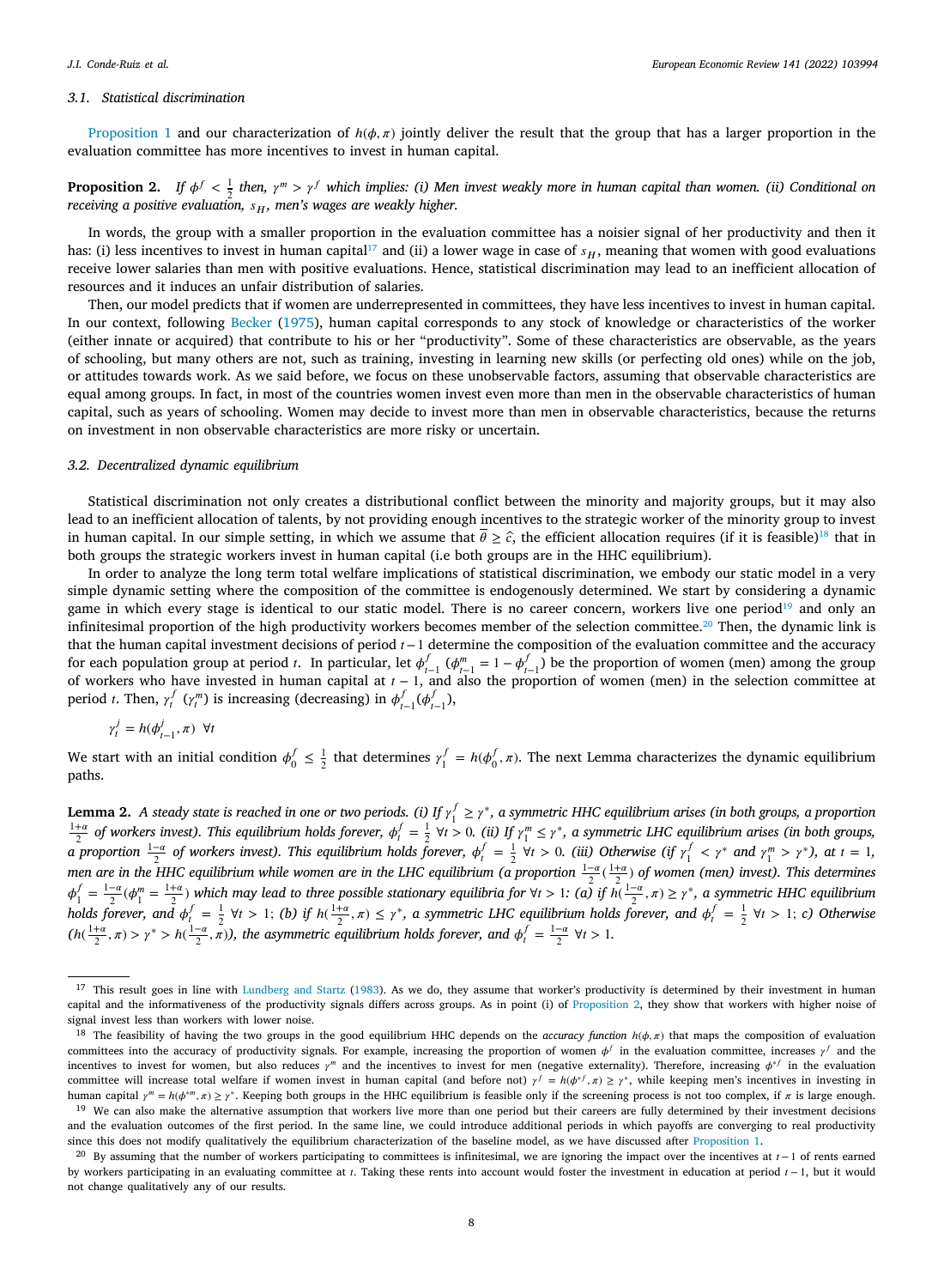### 3.1. Statistical discrimination

Proposition 1 and our characterization of $h(\phi, \pi)$ jointly deliver the result that the group that has a larger proportion in the evaluation committee has more incentives to invest in human capital.

**Proposition 2.** *If $\phi^f < \frac{1}{2}$ then, $\gamma^m > \gamma^f$ which implies: (i) Men invest weakly more in human capital than women. (ii) Conditional on receiving a positive evaluation, $s_H$, men's wages are weakly higher.*

In words, the group with a smaller proportion in the evaluation committee has a noisier signal of her productivity and then it has: (i) less incentives to invest in human capital[17] and (ii) a lower wage in case of $s_H$, meaning that women with good evaluations receive lower salaries than men with positive evaluations. Hence, statistical discrimination may lead to an inefficient allocation of resources and it induces an unfair distribution of salaries.

Then, our model predicts that if women are underrepresented in committees, they have less incentives to invest in human capital. In our context, following Becker (1975), human capital corresponds to any stock of knowledge or characteristics of the worker (either innate or acquired) that contribute to his or her "productivity". Some of these characteristics are observable, as the years of schooling, but many others are not, such as training, investing in learning new skills (or perfecting old ones) while on the job, or attitudes towards work. As we said before, we focus on these unobservable factors, assuming that observable characteristics are equal among groups. In fact, in most of the countries women invest even more than men in the observable characteristics of human capital, such as years of schooling. Women may decide to invest more than men in observable characteristics, because the returns on investment in non observable characteristics are more risky or uncertain.

### 3.2. Decentralized dynamic equilibrium

Statistical discrimination not only creates a distributional conflict between the minority and majority groups, but it may also lead to an inefficient allocation of talents, by not providing enough incentives to the strategic worker of the minority group to invest in human capital. In our simple setting, in which we assume that $\bar{\theta} \geq \hat{c}$, the efficient allocation requires (if it is feasible)[18] that in both groups the strategic workers invest in human capital (i.e both groups are in the HHC equilibrium).

In order to analyze the long term total welfare implications of statistical discrimination, we embody our static model in a very simple dynamic setting where the composition of the committee is endogenously determined. We start by considering a dynamic game in which every stage is identical to our static model. There is no career concern, workers live one period[19] and only an infinitesimal proportion of the high productivity workers become member of the selection committee.[20] Then, the dynamic link is that the human capital investment decisions of period $t-1$ determine the composition of the evaluation committee and the accuracy for each population group at period $t$. In particular, let $\phi^f_{t-1}$ ($\phi^m_{t-1} = 1 - \phi^f_{t-1}$) be the proportion of women (men) among the group of workers who have invested in human capital at $t-1$, and also the proportion of women (men) in the selection committee at period $t$. Then, $\gamma^f_t$ ($\gamma^m_t$) is increasing (decreasing) in $\phi^f_{t-1}$ ($\phi^f_{t-1}$),

$$\gamma^j_t = h(\phi^j_{t-1}, \pi) \ \ \forall t$$

We start with an initial condition $\phi^f_0 \leq \frac{1}{2}$ that determines $\gamma^f_1 = h(\phi^f_0, \pi)$. The next Lemma characterizes the dynamic equilibrium paths.

**Lemma 2.** *A steady state is reached in one or two periods. (i) If $\gamma^f_1 \geq \gamma^*$, a symmetric HHC equilibrium arises (in both groups, a proportion $\frac{1+\alpha}{2}$ of workers invest). This equilibrium holds forever, $\phi^f_t = \frac{1}{2}$ $\forall t > 0$. (ii) If $\gamma^m_1 \leq \gamma^*$, a symmetric LHC equilibrium arises (in both groups, a proportion $\frac{1-\alpha}{2}$ of workers invest). This equilibrium holds forever, $\phi^f_t = \frac{1}{2}$ $\forall t > 0$. (iii) Otherwise (if $\gamma^f_1 < \gamma^*$ and $\gamma^m_1 > \gamma^*$), at $t = 1$, men are in the HHC equilibrium while women are in the LHC equilibrium (a proportion $\frac{1-\alpha}{2}$ ($\frac{1+\alpha}{2}$) of women (men) invest). This determines $\phi^f_1 = \frac{1-\alpha}{2}$ ($\phi^m_1 = \frac{1+\alpha}{2}$) which may lead to three possible stationary equilibria for $\forall t > 1$: (a) if $h(\frac{1-\alpha}{2}, \pi) \geq \gamma^*$, a symmetric HHC equilibrium holds forever, and $\phi^f_t = \frac{1}{2}$ $\forall t > 1$; (b) if $h(\frac{1+\alpha}{2}, \pi) \leq \gamma^*$, a symmetric LHC equilibrium holds forever, and $\phi^f_t = \frac{1}{2}$ $\forall t > 1$; c) Otherwise ($h(\frac{1+\alpha}{2}, \pi) > \gamma^* > h(\frac{1-\alpha}{2}, \pi)$), the asymmetric equilibrium holds forever, and $\phi^f_t = \frac{1-\alpha}{2}$ $\forall t > 1$.*

---

[17] This result goes in line with Lundberg and Startz (1983). As we do, they assume that worker's productivity is determined by their investment in human capital and the informativeness of the productivity signals differs across groups. As in point (i) of Proposition 2, they show that workers with higher noise of signal invest less than workers with lower noise.

[18] The feasibility of having the two groups in the good equilibrium HHC depends on the *accuracy function* $h(\phi, \pi)$ that maps the composition of evaluation committees into the accuracy of productivity signals. For example, increasing the proportion of women $\phi^f$ in the evaluation committee, increases $\gamma^f$ and the incentives to invest for women, but also reduces $\gamma^m$ and the incentives to invest for men (negative externality). Therefore, increasing $\phi^{*f}$ in the evaluation committee will increase total welfare if women invest in human capital (and before not) $\gamma^f = h(\phi^{*f}, \pi) \geq \gamma^*$, while keeping men's incentives in investing in human capital $\gamma^m = h(\phi^{*m}, \pi) \geq \gamma^*$. Keeping both groups in the HHC equilibrium is feasible only if the screening process is not too complex, if $\pi$ is large enough.

[19] We can also make the alternative assumption that workers live more than one period but their careers are fully determined by their investment decisions and the evaluation outcomes of the first period. In the same line, we could introduce additional periods in which payoffs are converging to real productivity since this does not modify qualitatively the equilibrium characterization of the baseline model, as we have discussed after Proposition 1.

[20] By assuming that the number of workers participating to committees is infinitesimal, we are ignoring the impact over the incentives at $t-1$ of rents earned by workers participating in an evaluating committee at $t$. Taking these rents into account would foster the investment in education at period $t-1$, but it would not change qualitatively any of our results.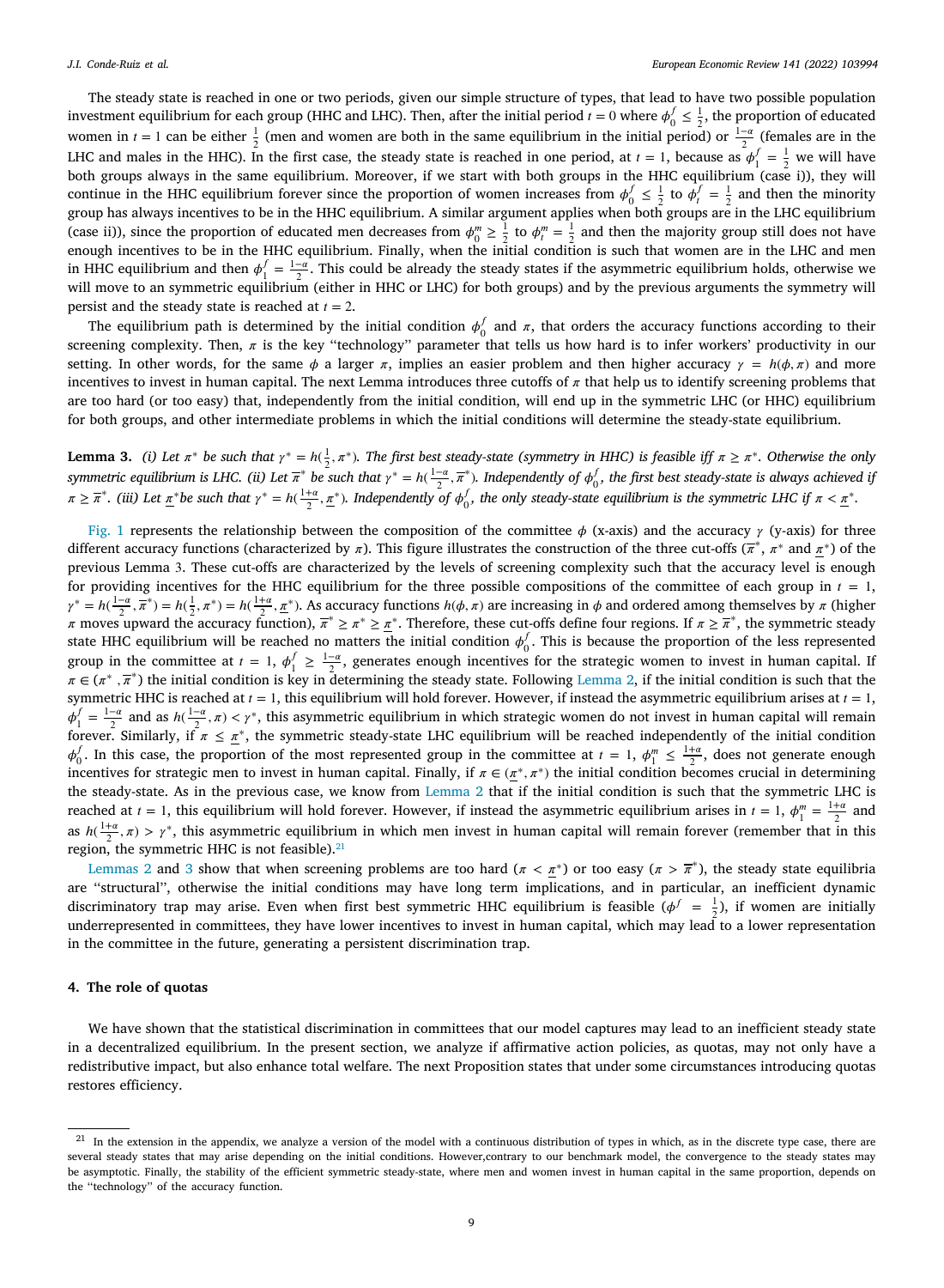The steady state is reached in one or two periods, given our simple structure of types, that lead to have two possible population investment equilibrium for each group (HHC and LHC). Then, after the initial period $t = 0$ where $\phi_0^f \leq \frac{1}{2}$, the proportion of educated women in $t = 1$ can be either $\frac{1}{2}$ (men and women are both in the same equilibrium in the initial period) or $\frac{1-\alpha}{2}$ (females are in the LHC and males in the HHC). In the first case, the steady state is reached in one period, at $t = 1$, because as $\phi_1^f = \frac{1}{2}$ we will have both groups always in the same equilibrium. Moreover, if we start with both groups in the HHC equilibrium (case i)), they will continue in the HHC equilibrium forever since the proportion of women increases from $\phi_0^f \leq \frac{1}{2}$ to $\phi_t^f = \frac{1}{2}$ and then the minority group has always incentives to be in the HHC equilibrium. A similar argument applies when both groups are in the LHC equilibrium (case ii)), since the proportion of educated men decreases from $\phi_0^m \geq \frac{1}{2}$ to $\phi_t^m = \frac{1}{2}$ and then the majority group still does not have enough incentives to be in the HHC equilibrium. Finally, when the initial condition is such that women are in the LHC and men in HHC equilibrium and then $\phi_1^f = \frac{1-\alpha}{2}$. This could be already the steady states if the asymmetric equilibrium holds, otherwise we will move to an symmetric equilibrium (either in HHC or LHC) for both groups) and by the previous arguments the symmetry will persist and the steady state is reached at $t = 2$.

The equilibrium path is determined by the initial condition $\phi_0^f$ and $\pi$, that orders the accuracy functions according to their screening complexity. Then, $\pi$ is the key "technology" parameter that tells us how hard is to infer workers' productivity in our setting. In other words, for the same $\phi$ a larger $\pi$, implies an easier problem and then higher accuracy $\gamma = h(\phi, \pi)$ and more incentives to invest in human capital. The next Lemma introduces three cutoffs of $\pi$ that help us to identify screening problems that are too hard (or too easy) that, independently from the initial condition, will end up in the symmetric LHC (or HHC) equilibrium for both groups, and other intermediate problems in which the initial conditions will determine the steady-state equilibrium.

**Lemma 3.** *(i) Let $\pi^*$ be such that $\gamma^* = h(\frac{1}{2}, \pi^*)$. The first best steady-state (symmetry in HHC) is feasible iff $\pi \geq \pi^*$. Otherwise the only symmetric equilibrium is LHC. (ii) Let $\overline{\pi}^*$ be such that $\gamma^* = h(\frac{1-\alpha}{2}, \overline{\pi}^*)$. Independently of $\phi_0^f$, the first best steady-state is always achieved if $\pi \geq \overline{\pi}^*$. (iii) Let $\underline{\pi}^*$be such that $\gamma^* = h(\frac{1+\alpha}{2}, \underline{\pi}^*)$. Independently of $\phi_0^f$, the only steady-state equilibrium is the symmetric LHC if $\pi < \underline{\pi}^*$.*

Fig. 1 represents the relationship between the composition of the committee $\phi$ (x-axis) and the accuracy $\gamma$ (y-axis) for three different accuracy functions (characterized by $\pi$). This figure illustrates the construction of the three cut-offs ($\overline{\pi}^*$, $\pi^*$ and $\underline{\pi}^*$) of the previous Lemma 3. These cut-offs are characterized by the levels of screening complexity such that the accuracy level is enough for providing incentives for the HHC equilibrium for the three possible compositions of the committee of each group in $t = 1$, $\gamma^* = h(\frac{1-\alpha}{2}, \overline{\pi}^*) = h(\frac{1}{2}, \pi^*) = h(\frac{1+\alpha}{2}, \underline{\pi}^*)$. As accuracy functions $h(\phi, \pi)$ are increasing in $\phi$ and ordered among themselves by $\pi$ (higher $\pi$ moves upward the accuracy function), $\overline{\pi}^* \geq \pi^* \geq \underline{\pi}^*$. Therefore, these cut-offs define four regions. If $\pi \geq \overline{\pi}^*$, the symmetric steady state HHC equilibrium will be reached no matters the initial condition $\phi_0^f$. This is because the proportion of the less represented group in the committee at $t = 1$, $\phi_1^f \geq \frac{1-\alpha}{2}$, generates enough incentives for the strategic women to invest in human capital. If $\pi \in (\pi^*, \overline{\pi}^*)$ the initial condition is key in determining the steady state. Following Lemma 2, if the initial condition is such that the symmetric HHC is reached at $t = 1$, this equilibrium will hold forever. However, if instead the asymmetric equilibrium arises at $t = 1$, $\phi_1^f = \frac{1-\alpha}{2}$ and as $h(\frac{1-\alpha}{2}, \pi) < \gamma^*$, this asymmetric equilibrium in which strategic women do not invest in human capital will remain forever. Similarly, if $\pi \leq \underline{\pi}^*$, the symmetric steady-state LHC equilibrium will be reached independently of the initial condition $\phi_0^f$. In this case, the proportion of the most represented group in the committee at $t = 1$, $\phi_1^m \leq \frac{1+\alpha}{2}$, does not generate enough incentives for strategic men to invest in human capital. Finally, if $\pi \in (\underline{\pi}^*, \pi^*)$ the initial condition becomes crucial in determining the steady-state. As in the previous case, we know from Lemma 2 that if the initial condition is such that the symmetric LHC is reached at $t = 1$, this equilibrium will hold forever. However, if instead the asymmetric equilibrium arises in $t = 1$, $\phi_1^m = \frac{1+\alpha}{2}$ and as $h(\frac{1+\alpha}{2}, \pi) > \gamma^*$, this asymmetric equilibrium in which men invest in human capital will remain forever (remember that in this region, the symmetric HHC is not feasible).[21]

Lemmas 2 and 3 show that when screening problems are too hard ($\pi < \underline{\pi}^*$) or too easy ($\pi > \overline{\pi}^*$), the steady state equilibria are "structural", otherwise the initial conditions may have long term implications, and in particular, an inefficient dynamic discriminatory trap may arise. Even when first best symmetric HHC equilibrium is feasible ($\phi^f = \frac{1}{2}$), if women are initially underrepresented in committees, they have lower incentives to invest in human capital, which may lead to a lower representation in the committee in the future, generating a persistent discrimination trap.

## 4. The role of quotas

We have shown that the statistical discrimination in committees that our model captures may lead to an inefficient steady state in a decentralized equilibrium. In the present section, we analyze if affirmative action policies, as quotas, may not only have a redistributive impact, but also enhance total welfare. The next Proposition states that under some circumstances introducing quotas restores efficiency.

[21] In the extension in the appendix, we analyze a version of the model with a continuous distribution of types in which, as in the discrete type case, there are several steady states that may arise depending on the initial conditions. However,contrary to our benchmark model, the convergence to the steady states may be asymptotic. Finally, the stability of the efficient symmetric steady-state, where men and women invest in human capital in the same proportion, depends on the "technology" of the accuracy function.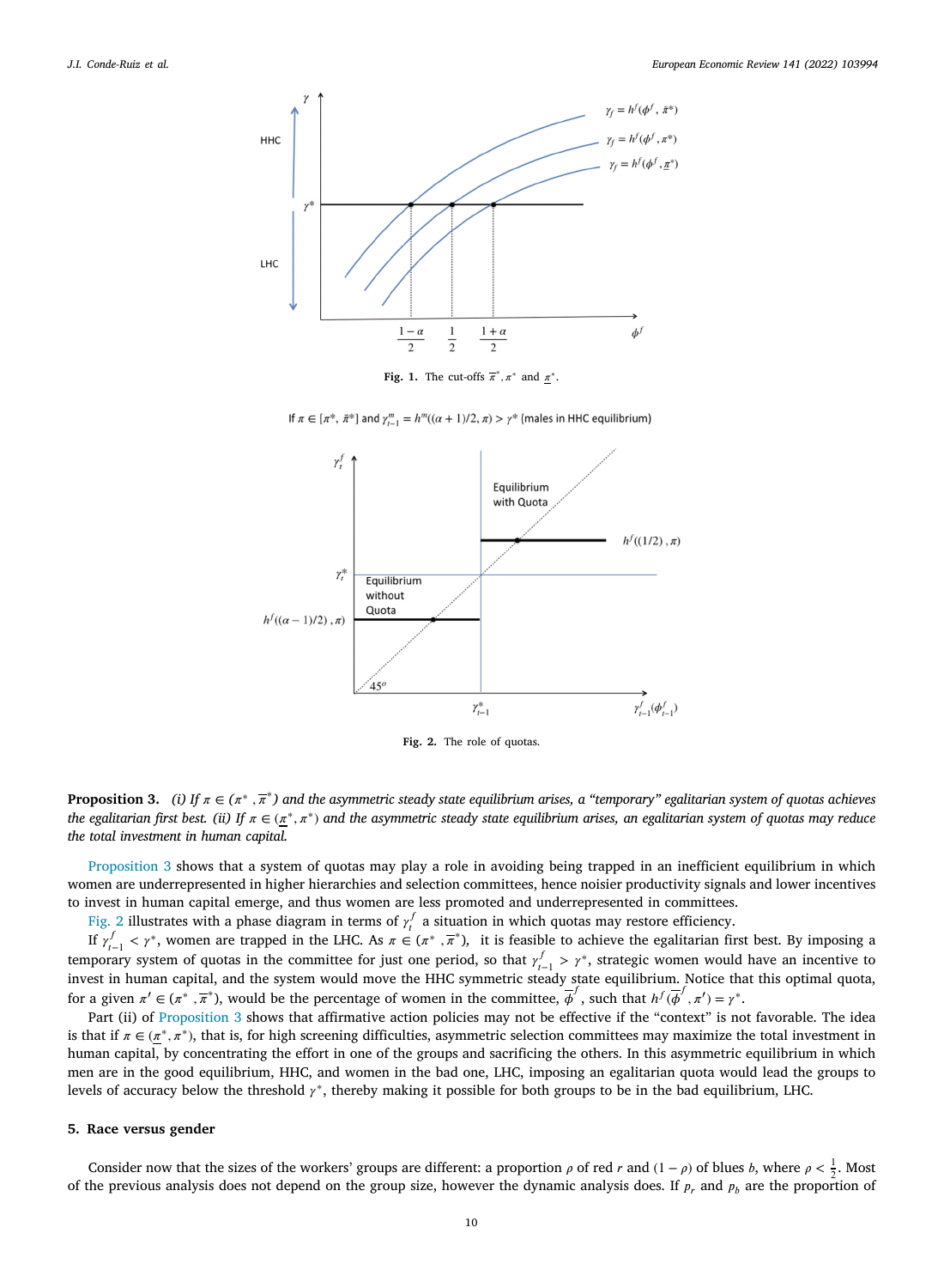**Fig. 1.** The cut-offs $\bar{\pi}^*, \pi^*$ and $\underline{\pi}^*$.

If $\pi \in [\pi^*, \bar{\pi}^*]$ and $\gamma^m_{t-1} = h^m((\alpha+1)/2, \pi) > \gamma^*$ (males in HHC equilibrium)

**Fig. 2.** The role of quotas.

**Proposition 3.** *(i) If $\pi \in (\pi^*, \bar{\pi}^*)$ and the asymmetric steady state equilibrium arises, a "temporary" egalitarian system of quotas achieves the egalitarian first best. (ii) If $\pi \in (\underline{\pi}^*, \pi^*)$ and the asymmetric steady state equilibrium arises, an egalitarian system of quotas may reduce the total investment in human capital.*

Proposition 3 shows that a system of quotas may play a role in avoiding being trapped in an inefficient equilibrium in which women are underrepresented in higher hierarchies and selection committees, hence noisier productivity signals and lower incentives to invest in human capital emerge, and thus women are less promoted and underrepresented in committees.

Fig. 2 illustrates with a phase diagram in terms of $\gamma^f_t$ a situation in which quotas may restore efficiency.

If $\gamma^f_{t-1} < \gamma^*$, women are trapped in the LHC. As $\pi \in (\pi^*, \bar{\pi}^*)$, it is feasible to achieve the egalitarian first best. By imposing a temporary system of quotas in the committee for just one period, so that $\gamma^f_{t-1} > \gamma^*$, strategic women would have an incentive to invest in human capital, and the system would move the HHC symmetric steady state equilibrium. Notice that this optimal quota, for a given $\pi' \in (\pi^*, \bar{\pi}^*)$, would be the percentage of women in the committee, $\bar{\phi}^f$, such that $h^f(\bar{\phi}^f, \pi') = \gamma^*$.

Part (ii) of Proposition 3 shows that affirmative action policies may not be effective if the "context" is not favorable. The idea is that if $\pi \in (\underline{\pi}^*, \pi^*)$, that is, for high screening difficulties, asymmetric selection committees may maximize the total investment in human capital, by concentrating the effort in one of the groups and sacrificing the others. In this asymmetric equilibrium in which men are in the good equilibrium, HHC, and women in the bad one, LHC, imposing an egalitarian quota would lead the groups to levels of accuracy below the threshold $\gamma^*$, thereby making it possible for both groups to be in the bad equilibrium, LHC.

## 5. Race versus gender

Consider now that the sizes of the workers' groups are different: a proportion $\rho$ of red $r$ and $(1-\rho)$ of blues $b$, where $\rho < \frac{1}{2}$. Most of the previous analysis does not depend on the group size, however the dynamic analysis does. If $p_r$ and $p_b$ are the proportion of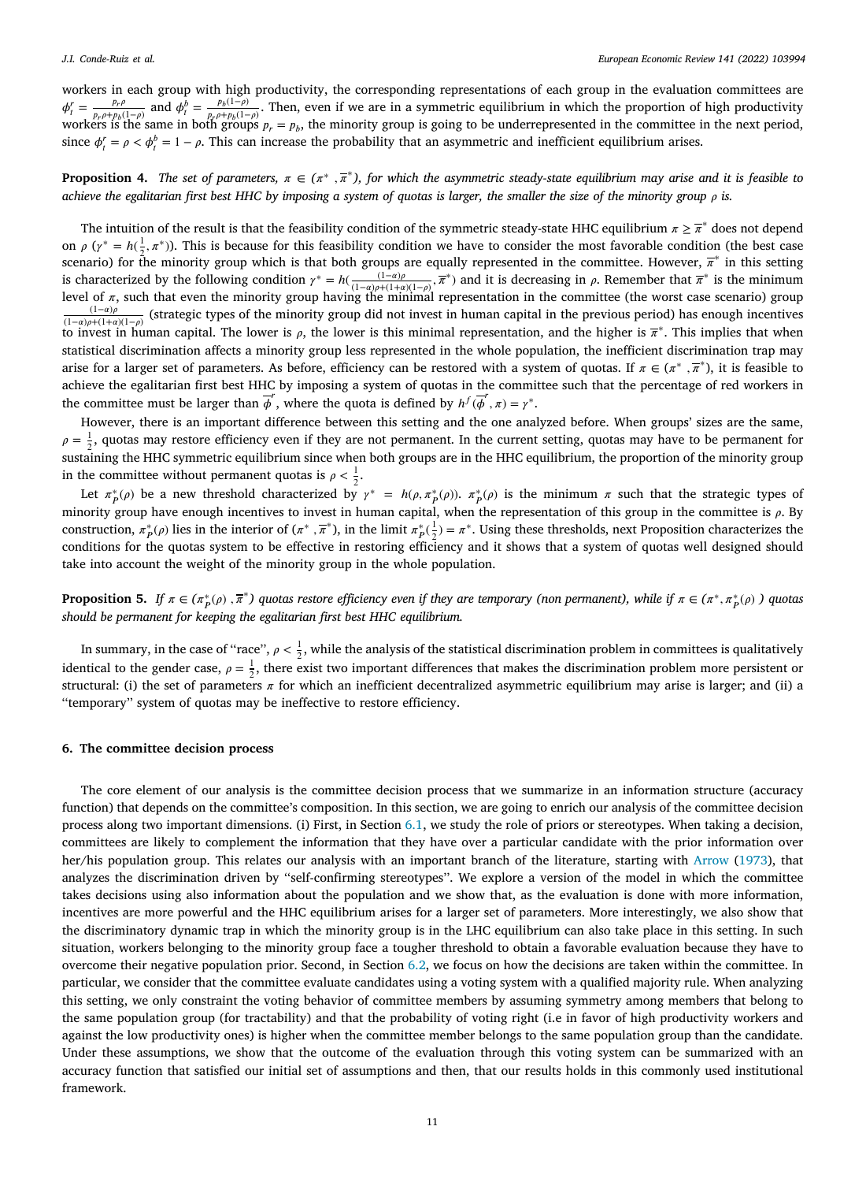workers in each group with high productivity, the corresponding representations of each group in the evaluation committees are $\phi_t^r = \frac{p_r \rho}{p_r \rho + p_b(1-\rho)}$ and $\phi_t^b = \frac{p_b(1-\rho)}{p_r \rho + p_b(1-\rho)}$. Then, even if we are in a symmetric equilibrium in which the proportion of high productivity workers is the same in both groups $p_r = p_b$, the minority group is going to be underrepresented in the committee in the next period, since $\phi_t^r = \rho < \phi_t^b = 1 - \rho$. This can increase the probability that an asymmetric and inefficient equilibrium arises.

**Proposition 4.** *The set of parameters, $\pi \in (\pi^*, \overline{\pi}^*)$, for which the asymmetric steady-state equilibrium may arise and it is feasible to achieve the egalitarian first best HHC by imposing a system of quotas is larger, the smaller the size of the minority group $\rho$ is.*

The intuition of the result is that the feasibility condition of the symmetric steady-state HHC equilibrium $\pi \geq \overline{\pi}^*$ does not depend on $\rho$ ($\gamma^* = h(\frac{1}{2}, \pi^*)$). This is because for this feasibility condition we have to consider the most favorable condition (the best case scenario) for the minority group which is that both groups are equally represented in the committee. However, $\overline{\pi}^*$ in this setting is characterized by the following condition $\gamma^* = h(\frac{(1-\alpha)\rho}{(1-\alpha)\rho + (1+\alpha)(1-\rho)}, \overline{\pi}^*)$ and it is decreasing in $\rho$. Remember that $\overline{\pi}^*$ is the minimum level of $\pi$, such that even the minority group having the minimal representation in the committee (the worst case scenario) group $\frac{(1-\alpha)\rho}{(1-\alpha)\rho + (1+\alpha)(1-\rho)}$ (strategic types of the minority group did not invest in human capital in the previous period) has enough incentives to invest in human capital. The lower is $\rho$, the lower is this minimal representation, and the higher is $\overline{\pi}^*$. This implies that when statistical discrimination affects a minority group less represented in the whole population, the inefficient discrimination trap may arise for a larger set of parameters. As before, efficiency can be restored with a system of quotas. If $\pi \in (\pi^*, \overline{\pi}^*)$, it is feasible to achieve the egalitarian first best HHC by imposing a system of quotas in the committee such that the percentage of red workers in the committee must be larger than $\overline{\phi}^r$, where the quota is defined by $h^f(\overline{\phi}^r, \pi) = \gamma^*$.

However, there is an important difference between this setting and the one analyzed before. When groups' sizes are the same, $\rho = \frac{1}{2}$, quotas may restore efficiency even if they are not permanent. In the current setting, quotas may have to be permanent for sustaining the HHC symmetric equilibrium since when both groups are in the HHC equilibrium, the proportion of the minority group in the committee without permanent quotas is $\rho < \frac{1}{2}$.

Let $\pi_P^*(\rho)$ be a new threshold characterized by $\gamma^* = h(\rho, \pi_P^*(\rho))$. $\pi_P^*(\rho)$ is the minimum $\pi$ such that the strategic types of minority group have enough incentives to invest in human capital, when the representation of this group in the committee is $\rho$. By construction, $\pi_P^*(\rho)$ lies in the interior of $(\pi^*, \overline{\pi}^*)$, in the limit $\pi_P^*(\frac{1}{2}) = \pi^*$. Using these thresholds, next Proposition characterizes the conditions for the quotas system to be effective in restoring efficiency and it shows that a system of quotas well designed should take into account the weight of the minority group in the whole population.

**Proposition 5.** *If $\pi \in (\pi_P^*(\rho), \overline{\pi}^*)$ quotas restore efficiency even if they are temporary (non permanent), while if $\pi \in (\pi^*, \pi_P^*(\rho))$ quotas should be permanent for keeping the egalitarian first best HHC equilibrium.*

In summary, in the case of "race", $\rho < \frac{1}{2}$, while the analysis of the statistical discrimination problem in committees is qualitatively identical to the gender case, $\rho = \frac{1}{2}$, there exist two important differences that makes the discrimination problem more persistent or structural: (i) the set of parameters $\pi$ for which an inefficient decentralized asymmetric equilibrium may arise is larger; and (ii) a "temporary" system of quotas may be ineffective to restore efficiency.

## 6. The committee decision process

The core element of our analysis is the committee decision process that we summarize in an information structure (accuracy function) that depends on the committee's composition. In this section, we are going to enrich our analysis of the committee decision process along two important dimensions. (i) First, in Section 6.1, we study the role of priors or stereotypes. When taking a decision, committees are likely to complement the information that they have over a particular candidate with the prior information over her/his population group. This relates our analysis with an important branch of the literature, starting with Arrow (1973), that analyzes the discrimination driven by "self-confirming stereotypes". We explore a version of the model in which the committee takes decisions using also information about the population and we show that, as the evaluation is done with more information, incentives are more powerful and the HHC equilibrium arises for a larger set of parameters. More interestingly, we also show that the discriminatory dynamic trap in which the minority group is in the LHC equilibrium can also take place in this setting. In such situation, workers belonging to the minority group face a tougher threshold to obtain a favorable evaluation because they have to overcome their negative population prior. Second, in Section 6.2, we focus on how the decisions are taken within the committee. In particular, we consider that the committee evaluate candidates using a voting system with a qualified majority rule. When analyzing this setting, we only constraint the voting behavior of committee members by assuming symmetry among members that belong to the same population group (for tractability) and that the probability of voting right (i.e in favor of high productivity workers and against the low productivity ones) is higher when the committee member belongs to the same population group than the candidate. Under these assumptions, we show that the outcome of the evaluation through this voting system can be summarized with an accuracy function that satisfied our initial set of assumptions and then, that our results holds in this commonly used institutional framework.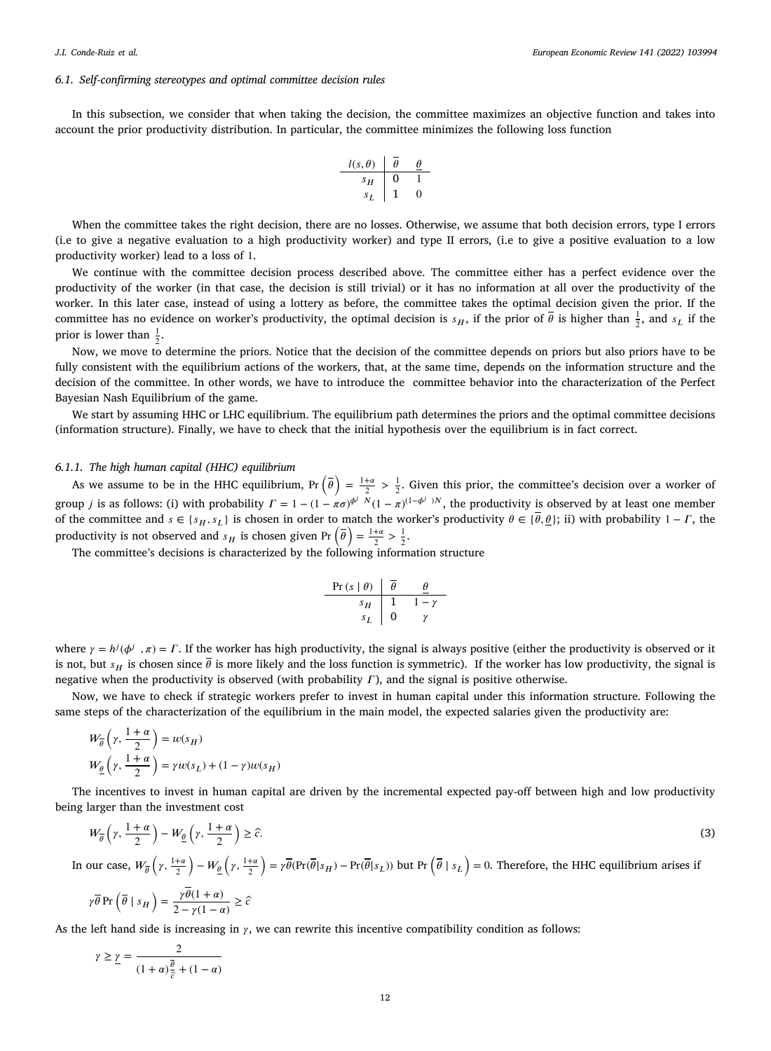### 6.1. Self-confirming stereotypes and optimal committee decision rules

In this subsection, we consider that when taking the decision, the committee maximizes an objective function and takes into account the prior productivity distribution. In particular, the committee minimizes the following loss function

| $l(s,\theta)$ | $\overline{\theta}$ | $\underline{\theta}$ |
|---|---|---|
| $s_H$ | 0 | 1 |
| $s_L$ | 1 | 0 |

When the committee takes the right decision, there are no losses. Otherwise, we assume that both decision errors, type I errors (i.e to give a negative evaluation to a high productivity worker) and type II errors, (i.e to give a positive evaluation to a low productivity worker) lead to a loss of 1.

We continue with the committee decision process described above. The committee either has a perfect evidence over the productivity of the worker (in that case, the decision is still trivial) or it has no information at all over the productivity of the worker. In this later case, instead of using a lottery as before, the committee takes the optimal decision given the prior. If the committee has no evidence on worker's productivity, the optimal decision is $s_H$, if the prior of $\overline{\theta}$ is higher than $\frac{1}{2}$, and $s_L$ if the prior is lower than $\frac{1}{2}$.

Now, we move to determine the priors. Notice that the decision of the committee depends on priors but also priors have to be fully consistent with the equilibrium actions of the workers, that, at the same time, depends on the information structure and the decision of the committee. In other words, we have to introduce the committee behavior into the characterization of the Perfect Bayesian Nash Equilibrium of the game.

We start by assuming HHC or LHC equilibrium. The equilibrium path determines the priors and the optimal committee decisions (information structure). Finally, we have to check that the initial hypothesis over the equilibrium is in fact correct.

#### 6.1.1. The high human capital (HHC) equilibrium

As we assume to be in the HHC equilibrium, $\Pr\left(\overline{\theta}\right) = \frac{1+\alpha}{2} > \frac{1}{2}$. Given this prior, the committee's decision over a worker of group $j$ is as follows: (i) with probability $\Gamma = 1-(1-\pi\sigma)^{\phi^j N}(1-\pi)^{(1-\phi^j)N}$, the productivity is observed by at least one member of the committee and $s \in \{s_H, s_L\}$ is chosen in order to match the worker's productivity $\theta \in \{\overline{\theta}, \underline{\theta}\}$; ii) with probability $1-\Gamma$, the productivity is not observed and $s_H$ is chosen given $\Pr\left(\overline{\theta}\right) = \frac{1+\alpha}{2} > \frac{1}{2}$.

The committee's decisions is characterized by the following information structure

| $\Pr(s \mid \theta)$ | $\overline{\theta}$ | $\underline{\theta}$ |
|---|---|---|
| $s_H$ | 1 | $1-\gamma$ |
| $s_L$ | 0 | $\gamma$ |

where $\gamma = h^j(\phi^j, \pi) = \Gamma$. If the worker has high productivity, the signal is always positive (either the productivity is observed or it is not, but $s_H$ is chosen since $\overline{\theta}$ is more likely and the loss function is symmetric). If the worker has low productivity, the signal is negative when the productivity is observed (with probability $\Gamma$), and the signal is positive otherwise.

Now, we have to check if strategic workers prefer to invest in human capital under this information structure. Following the same steps of the characterization of the equilibrium in the main model, the expected salaries given the productivity are:

$$W_{\overline{\theta}}\left(\gamma, \frac{1+\alpha}{2}\right) = w(s_H)$$

$$W_{\underline{\theta}}\left(\gamma, \frac{1+\alpha}{2}\right) = \gamma w(s_L) + (1-\gamma) w(s_H)$$

The incentives to invest in human capital are driven by the incremental expected pay-off between high and low productivity being larger than the investment cost

$$W_{\overline{\theta}}\left(\gamma, \frac{1+\alpha}{2}\right) - W_{\underline{\theta}}\left(\gamma, \frac{1+\alpha}{2}\right) \geq \hat{c}. \tag{3}$$

In our case, $W_{\overline{\theta}}\left(\gamma, \frac{1+\alpha}{2}\right) - W_{\underline{\theta}}\left(\gamma, \frac{1+\alpha}{2}\right) = \gamma\overline{\theta}(\Pr(\overline{\theta}|s_H) - \Pr(\overline{\theta}|s_L))$ but $\Pr\left(\overline{\theta} \mid s_L\right) = 0$. Therefore, the HHC equilibrium arises if

$$\gamma\overline{\theta}\Pr\left(\overline{\theta} \mid s_H\right) = \frac{\gamma\overline{\theta}(1+\alpha)}{2-\gamma(1-\alpha)} \geq \hat{c}$$

As the left hand side is increasing in $\gamma$, we can rewrite this incentive compatibility condition as follows:

$$\gamma \geq \underline{\gamma} = \frac{2}{(1+\alpha)\frac{\overline{\theta}}{\hat{c}} + (1-\alpha)}$$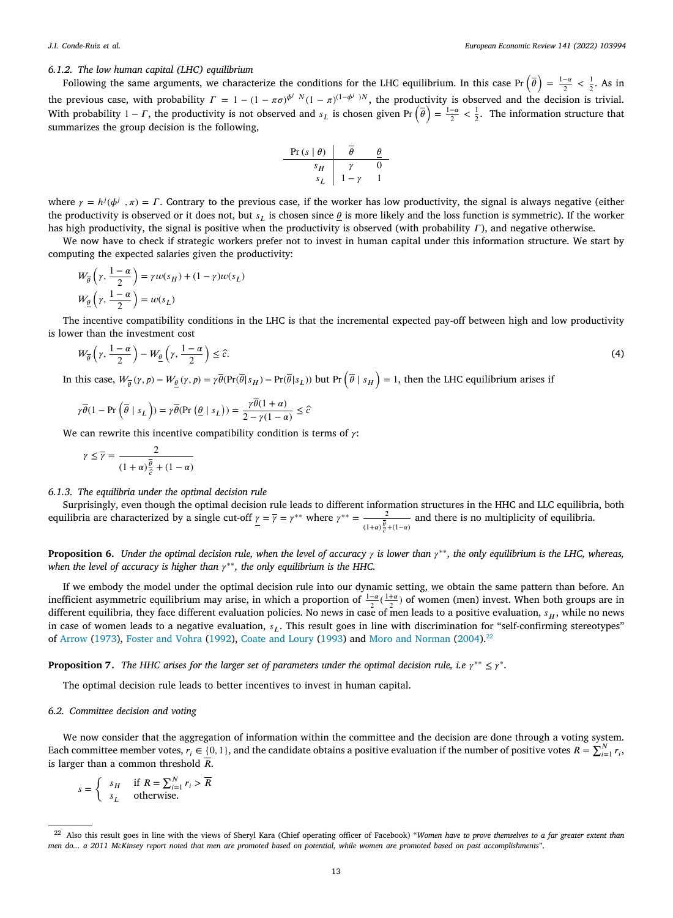#### 6.1.2. The low human capital (LHC) equilibrium

Following the same arguments, we characterize the conditions for the LHC equilibrium. In this case $\Pr\left(\overline{\theta}\right) = \frac{1-\alpha}{2} < \frac{1}{2}$. As in the previous case, with probability $\Gamma = 1 - (1-\pi\sigma)^{\phi^j N}(1-\pi)^{(1-\phi^j)N}$, the productivity is observed and the decision is trivial. With probability $1-\Gamma$, the productivity is not observed and $s_L$ is chosen given $\Pr\left(\overline{\theta}\right) = \frac{1-\alpha}{2} < \frac{1}{2}$. The information structure that summarizes the group decision is the following,

| $\Pr(s \mid \theta)$ | $\overline{\theta}$ | $\underline{\theta}$ |
|---|---|---|
| $s_H$ | $\gamma$ | $0$ |
| $s_L$ | $1-\gamma$ | $1$ |

where $\gamma = h^j(\phi^j, \pi) = \Gamma$. Contrary to the previous case, if the worker has low productivity, the signal is always negative (either the productivity is observed or it does not, but $s_L$ is chosen since $\underline{\theta}$ is more likely and the loss function is symmetric). If the worker has high productivity, the signal is positive when the productivity is observed (with probability $\Gamma$), and negative otherwise.

We now have to check if strategic workers prefer not to invest in human capital under this information structure. We start by computing the expected salaries given the productivity:

$$W_{\overline{\theta}}\left(\gamma, \frac{1-\alpha}{2}\right) = \gamma w(s_H) + (1-\gamma) w(s_L)$$

$$W_{\underline{\theta}}\left(\gamma, \frac{1-\alpha}{2}\right) = w(s_L)$$

The incentive compatibility conditions in the LHC is that the incremental expected pay-off between high and low productivity is lower than the investment cost

$$W_{\overline{\theta}}\left(\gamma, \frac{1-\alpha}{2}\right) - W_{\underline{\theta}}\left(\gamma, \frac{1-\alpha}{2}\right) \leq \hat{c}. \tag{4}$$

In this case, $W_{\overline{\theta}}(\gamma, p) - W_{\underline{\theta}}(\gamma, p) = \gamma\overline{\theta}(\Pr(\overline{\theta}|s_H) - \Pr(\overline{\theta}|s_L))$ but $\Pr\left(\overline{\theta} \mid s_H\right) = 1$, then the LHC equilibrium arises if

$$\gamma\overline{\theta}\left(1 - \Pr\left(\overline{\theta} \mid s_L\right)\right) = \gamma\overline{\theta}\left(\Pr\left(\underline{\theta} \mid s_L\right)\right) = \frac{\gamma\overline{\theta}(1+\alpha)}{2-\gamma(1-\alpha)} \leq \hat{c}$$

We can rewrite this incentive compatibility condition is terms of $\gamma$:

$$\gamma \leq \overline{\gamma} = \frac{2}{(1+\alpha)\frac{\overline{\theta}}{\hat{c}} + (1-\alpha)}$$

#### 6.1.3. The equilibria under the optimal decision rule

Surprisingly, even though the optimal decision rule leads to different information structures in the HHC and LLC equilibria, both equilibria are characterized by a single cut-off $\underline{\gamma} = \overline{\gamma} = \gamma^{**}$ where $\gamma^{**} = \frac{2}{(1+\alpha)\frac{\overline{\theta}}{\hat{c}} + (1-\alpha)}$ and there is no multiplicity of equilibria.

**Proposition 6.** *Under the optimal decision rule, when the level of accuracy $\gamma$ is lower than $\gamma^{**}$, the only equilibrium is the LHC, whereas, when the level of accuracy is higher than $\gamma^{**}$, the only equilibrium is the HHC.*

If we embody the model under the optimal decision rule into our dynamic setting, we obtain the same pattern than before. An inefficient asymmetric equilibrium may arise, in which a proportion of $\frac{1-\alpha}{2}\left(\frac{1+\alpha}{2}\right)$ of women (men) invest. When both groups are in different equilibria, they face different evaluation policies. No news in case of men leads to a positive evaluation, $s_H$, while no news in case of women leads to a negative evaluation, $s_L$. This result goes in line with discrimination for "self-confirming stereotypes" of Arrow (1973), Foster and Vohra (1992), Coate and Loury (1993) and Moro and Norman (2004).[22]

**Proposition 7.** *The HHC arises for the larger set of parameters under the optimal decision rule, i.e $\gamma^{**} \leq \gamma^{*}$.*

The optimal decision rule leads to better incentives to invest in human capital.

### 6.2. Committee decision and voting

We now consider that the aggregation of information within the committee and the decision are done through a voting system. Each committee member votes, $r_i \in \{0, 1\}$, and the candidate obtains a positive evaluation if the number of positive votes $R = \sum_{i=1}^{N} r_i$, is larger than a common threshold $\overline{R}$.

$$s = \begin{cases} s_H & \text{if } R = \sum_{i=1}^{N} r_i > \overline{R} \\ s_L & \text{otherwise.} \end{cases}$$

[22] Also this result goes in line with the views of Sheryl Kara (Chief operating officer of Facebook) "*Women have to prove themselves to a far greater extent than men do... a 2011 McKinsey report noted that men are promoted based on potential, while women are promoted based on past accomplishments*".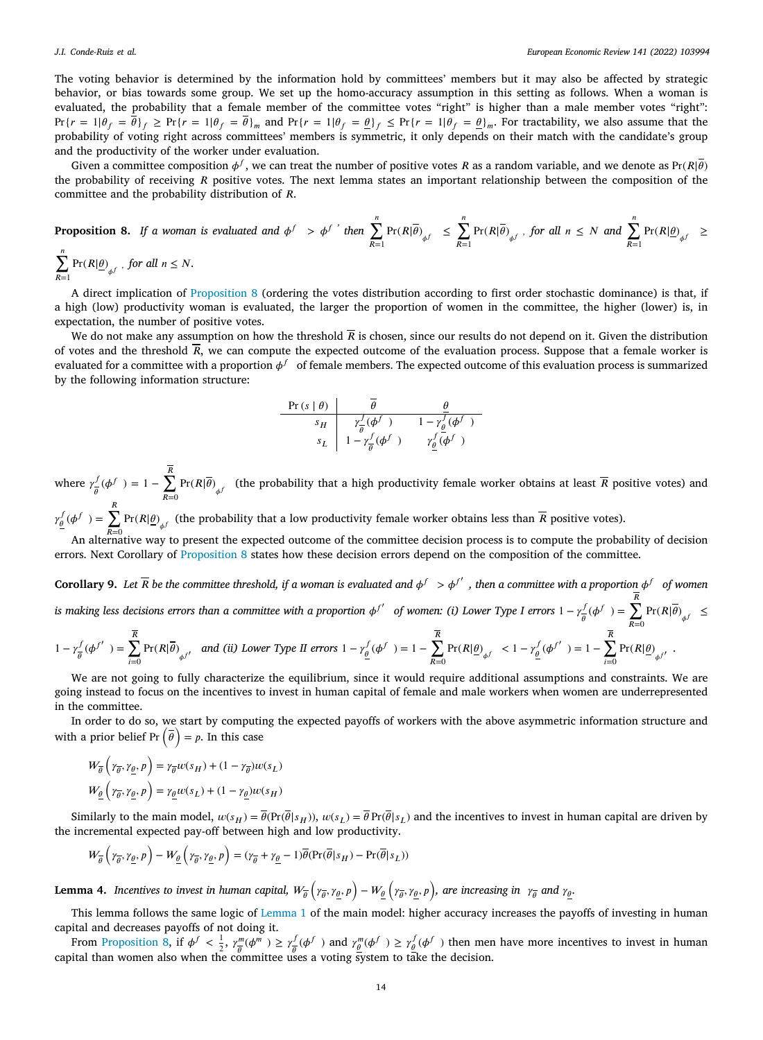The voting behavior is determined by the information hold by committees' members but it may also be affected by strategic behavior, or bias towards some group. We set up the homo-accuracy assumption in this setting as follows. When a woman is evaluated, the probability that a female member of the committee votes "right" is higher than a male member votes "right": $\Pr\{r = 1|\theta_f = \overline{\theta}\}_f \geq \Pr\{r = 1|\theta_f = \overline{\theta}\}_m$ and $\Pr\{r = 1|\theta_f = \underline{\theta}\}_f \leq \Pr\{r = 1|\theta_f = \underline{\theta}\}_m$. For tractability, we also assume that the probability of voting right across committees' members is symmetric, it only depends on their match with the candidate's group and the productivity of the worker under evaluation.

Given a committee composition $\phi^f$, we can treat the number of positive votes $R$ as a random variable, and we denote as $\Pr(R|\overline{\theta})$ the probability of receiving $R$ positive votes. The next lemma states an important relationship between the composition of the committee and the probability distribution of $R$.

**Proposition 8.** *If a woman is evaluated and $\phi^f > \phi^{f\,\prime}$ then $\sum_{R=1}^{n} \Pr(R|\overline{\theta})_{\phi^f} \leq \sum_{R=1}^{n} \Pr(R|\overline{\theta})_{\phi^{f'}}$, for all $n \leq N$ and $\sum_{R=1}^{n} \Pr(R|\underline{\theta})_{\phi^f} \geq \sum_{R=1}^{n} \Pr(R|\underline{\theta})_{\phi^{f'}}$, for all $n \leq N$.*

A direct implication of Proposition 8 (ordering the votes distribution according to first order stochastic dominance) is that, if a high (low) productivity woman is evaluated, the larger the proportion of women in the committee, the higher (lower) is, in expectation, the number of positive votes.

We do not make any assumption on how the threshold $\overline{R}$ is chosen, since our results do not depend on it. Given the distribution of votes and the threshold $\overline{R}$, we can compute the expected outcome of the evaluation process. Suppose that a female worker is evaluated for a committee with a proportion $\phi^f$ of female members. The expected outcome of this evaluation process is summarized by the following information structure:

| $\Pr(s \mid \theta)$ | $\overline{\theta}$ | $\underline{\theta}$ |
|---|---|---|
| $s_H$ | $\gamma^f_{\overline{\theta}}(\phi^f)$ | $1 - \gamma^f_{\underline{\theta}}(\phi^f)$ |
| $s_L$ | $1 - \gamma^f_{\overline{\theta}}(\phi^f)$ | $\gamma^f_{\underline{\theta}}(\phi^f)$ |

where $\gamma^f_{\overline{\theta}}(\phi^f) = 1 - \sum_{R=0}^{\overline{R}} \Pr(R|\overline{\theta})_{\phi^f}$ (the probability that a high productivity female worker obtains at least $\overline{R}$ positive votes) and $\gamma^f_{\underline{\theta}}(\phi^f) = \sum_{R=0}^{\overline{R}} \Pr(R|\underline{\theta})_{\phi^f}$ (the probability that a low productivity female worker obtains less than $\overline{R}$ positive votes).

An alternative way to present the expected outcome of the committee decision process is to compute the probability of decision errors. Next Corollary of Proposition 8 states how these decision errors depend on the composition of the committee.

**Corollary 9.** *Let $\overline{R}$ be the committee threshold, if a woman is evaluated and $\phi^f > \phi^{f'}$, then a committee with a proportion $\phi^f$ of women is making less decisions errors than a committee with a proportion $\phi^{f'}$ of women: (i) Lower Type I errors $1 - \gamma^f_{\overline{\theta}}(\phi^f) = \sum_{R=0}^{\overline{R}} \Pr(R|\overline{\theta})_{\phi^f} \leq 1 - \gamma^f_{\overline{\theta}}(\phi^{f'}) = \sum_{i=0}^{\overline{R}} \Pr(R|\overline{\theta})_{\phi^{f'}}$ and (ii) Lower Type II errors $1 - \gamma^f_{\underline{\theta}}(\phi^f) = 1 - \sum_{R=0}^{\overline{R}} \Pr(R|\underline{\theta})_{\phi^f} < 1 - \gamma^f_{\underline{\theta}}(\phi^{f'}) = 1 - \sum_{i=0}^{\overline{R}} \Pr(R|\underline{\theta})_{\phi^{f'}}$.*

We are not going to fully characterize the equilibrium, since it would require additional assumptions and constraints. We are going instead to focus on the incentives to invest in human capital of female and male workers when women are underrepresented in the committee.

In order to do so, we start by computing the expected payoffs of workers with the above asymmetric information structure and with a prior belief $\Pr\left(\overline{\theta}\right) = p$. In this case

$$W_{\overline{\theta}}\left(\gamma_{\overline{\theta}}, \gamma_{\underline{\theta}}, p\right) = \gamma_{\overline{\theta}} w(s_H) + (1 - \gamma_{\overline{\theta}}) w(s_L)$$
$$W_{\underline{\theta}}\left(\gamma_{\overline{\theta}}, \gamma_{\underline{\theta}}, p\right) = \gamma_{\underline{\theta}} w(s_L) + (1 - \gamma_{\underline{\theta}}) w(s_H)$$

Similarly to the main model, $w(s_H) = \overline{\theta}(\Pr(\overline{\theta}|s_H))$, $w(s_L) = \overline{\theta}\Pr(\overline{\theta}|s_L)$ and the incentives to invest in human capital are driven by the incremental expected pay-off between high and low productivity.

$$W_{\overline{\theta}}\left(\gamma_{\overline{\theta}}, \gamma_{\underline{\theta}}, p\right) - W_{\underline{\theta}}\left(\gamma_{\overline{\theta}}, \gamma_{\underline{\theta}}, p\right) = (\gamma_{\overline{\theta}} + \gamma_{\underline{\theta}} - 1)\overline{\theta}(\Pr(\overline{\theta}|s_H) - \Pr(\overline{\theta}|s_L))$$

**Lemma 4.** *Incentives to invest in human capital, $W_{\overline{\theta}}\left(\gamma_{\overline{\theta}}, \gamma_{\underline{\theta}}, p\right) - W_{\underline{\theta}}\left(\gamma_{\overline{\theta}}, \gamma_{\underline{\theta}}, p\right)$, are increasing in $\gamma_{\overline{\theta}}$ and $\gamma_{\underline{\theta}}$.*

This lemma follows the same logic of Lemma 1 of the main model: higher accuracy increases the payoffs of investing in human capital and decreases payoffs of not doing it.

From Proposition 8, if $\phi^f < \frac{1}{2}$, $\gamma^m_{\overline{\theta}}(\phi^m) \geq \gamma^f_{\overline{\theta}}(\phi^f)$ and $\gamma^m_{\underline{\theta}}(\phi^f) \geq \gamma^f_{\underline{\theta}}(\phi^f)$ then men have more incentives to invest in human capital than women also when the committee uses a voting system to take the decision.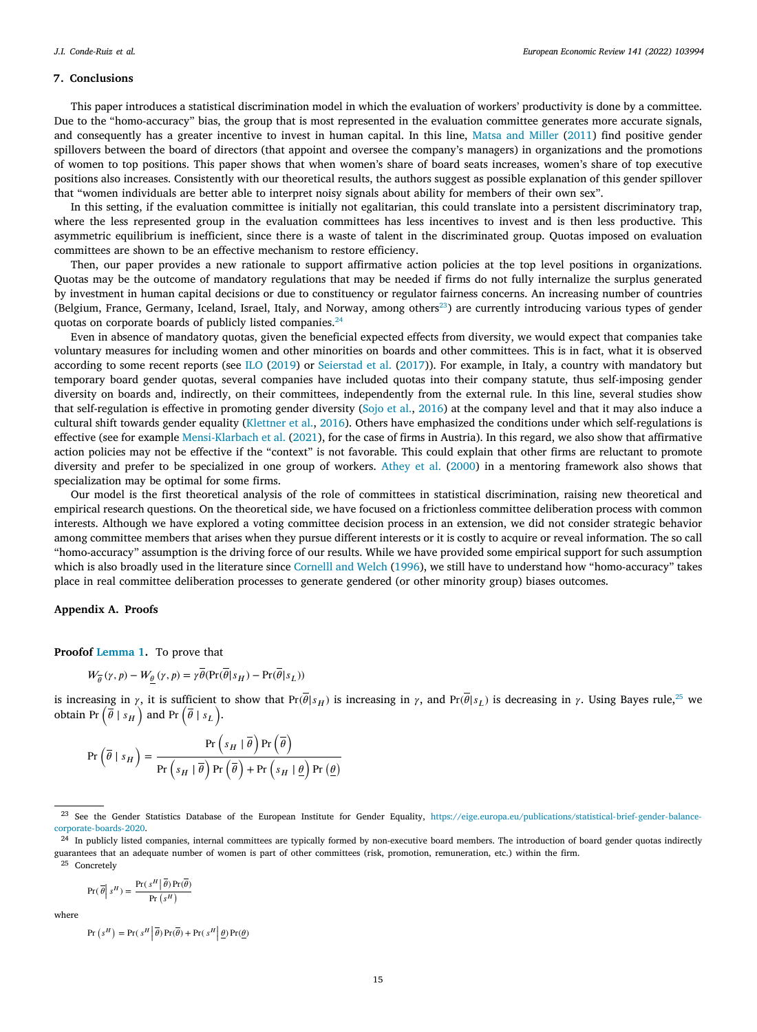## 7. Conclusions

This paper introduces a statistical discrimination model in which the evaluation of workers' productivity is done by a committee. Due to the "homo-accuracy" bias, the group that is most represented in the evaluation committee generates more accurate signals, and consequently has a greater incentive to invest in human capital. In this line, Matsa and Miller (2011) find positive gender spillovers between the board of directors (that appoint and oversee the company's managers) in organizations and the promotions of women to top positions. This paper shows that when women's share of board seats increases, women's share of top executive positions also increases. Consistently with our theoretical results, the authors suggest as possible explanation of this gender spillover that "women individuals are better able to interpret noisy signals about ability for members of their own sex".

In this setting, if the evaluation committee is initially not egalitarian, this could translate into a persistent discriminatory trap, where the less represented group in the evaluation committees has less incentives to invest and is then less productive. This asymmetric equilibrium is inefficient, since there is a waste of talent in the discriminated group. Quotas imposed on evaluation committees are shown to be an effective mechanism to restore efficiency.

Then, our paper provides a new rationale to support affirmative action policies at the top level positions in organizations. Quotas may be the outcome of mandatory regulations that may be needed if firms do not fully internalize the surplus generated by investment in human capital decisions or due to constituency or regulator fairness concerns. An increasing number of countries (Belgium, France, Germany, Iceland, Israel, Italy, and Norway, among others[23]) are currently introducing various types of gender quotas on corporate boards of publicly listed companies.[24]

Even in absence of mandatory quotas, given the beneficial expected effects from diversity, we would expect that companies take voluntary measures for including women and other minorities on boards and other committees. This is in fact, what it is observed according to some recent reports (see ILO (2019) or Seierstad et al. (2017)). For example, in Italy, a country with mandatory but temporary board gender quotas, several companies have included quotas into their company statute, thus self-imposing gender diversity on boards and, indirectly, on their committees, independently from the external rule. In this line, several studies show that self-regulation is effective in promoting gender diversity (Sojo et al., 2016) at the company level and that it may also induce a cultural shift towards gender equality (Klettner et al., 2016). Others have emphasized the conditions under which self-regulations is effective (see for example Mensi-Klarbach et al. (2021), for the case of firms in Austria). In this regard, we also show that affirmative action policies may not be effective if the "context" is not favorable. This could explain that other firms are reluctant to promote diversity and prefer to be specialized in one group of workers. Athey et al. (2000) in a mentoring framework also shows that specialization may be optimal for some firms.

Our model is the first theoretical analysis of the role of committees in statistical discrimination, raising new theoretical and empirical research questions. On the theoretical side, we have focused on a frictionless committee deliberation process with common interests. Although we have explored a voting committee decision process in an extension, we did not consider strategic behavior among committee members that arises when they pursue different interests or it is costly to acquire or reveal information. The so call "homo-accuracy" assumption is the driving force of our results. While we have provided some empirical support for such assumption which is also broadly used in the literature since Cornelll and Welch (1996), we still have to understand how "homo-accuracy" takes place in real committee deliberation processes to generate gendered (or other minority group) biases outcomes.

## Appendix A. Proofs

**Proofof Lemma 1.** To prove that

$$W_{\overline{\theta}}(\gamma,p) - W_{\underline{\theta}}(\gamma,p) = \gamma\overline{\theta}(\Pr(\overline{\theta}|s_H) - \Pr(\overline{\theta}|s_L))$$

is increasing in $\gamma$, it is sufficient to show that $\Pr(\overline{\theta}|s_H)$ is increasing in $\gamma$, and $\Pr(\overline{\theta}|s_L)$ is decreasing in $\gamma$. Using Bayes rule,[25] we obtain $\Pr\left(\overline{\theta} \mid s_H\right)$ and $\Pr\left(\overline{\theta} \mid s_L\right)$.

$$\Pr\left(\overline{\theta} \mid s_H\right) = \frac{\Pr\left(s_H \mid \overline{\theta}\right)\Pr\left(\overline{\theta}\right)}{\Pr\left(s_H \mid \overline{\theta}\right)\Pr\left(\overline{\theta}\right) + \Pr\left(s_H \mid \underline{\theta}\right)\Pr\left(\underline{\theta}\right)}$$

[23] See the Gender Statistics Database of the European Institute for Gender Equality, https://eige.europa.eu/publications/statistical-brief-gender-balance-corporate-boards-2020.

[24] In publicly listed companies, internal committees are typically formed by non-executive board members. The introduction of board gender quotas indirectly guarantees that an adequate number of women is part of other committees (risk, promotion, remuneration, etc.) within the firm.

[25] Concretely

$$\Pr(\overline{\theta}|\, s^H) = \frac{\Pr(s^H|\,\overline{\theta})\Pr(\overline{\theta})}{\Pr\left(s^H\right)}$$

where

$$\Pr\left(s^H\right) = \Pr(s^H|\,\overline{\theta})\Pr(\overline{\theta}) + \Pr(s^H|\,\underline{\theta})\Pr(\underline{\theta})$$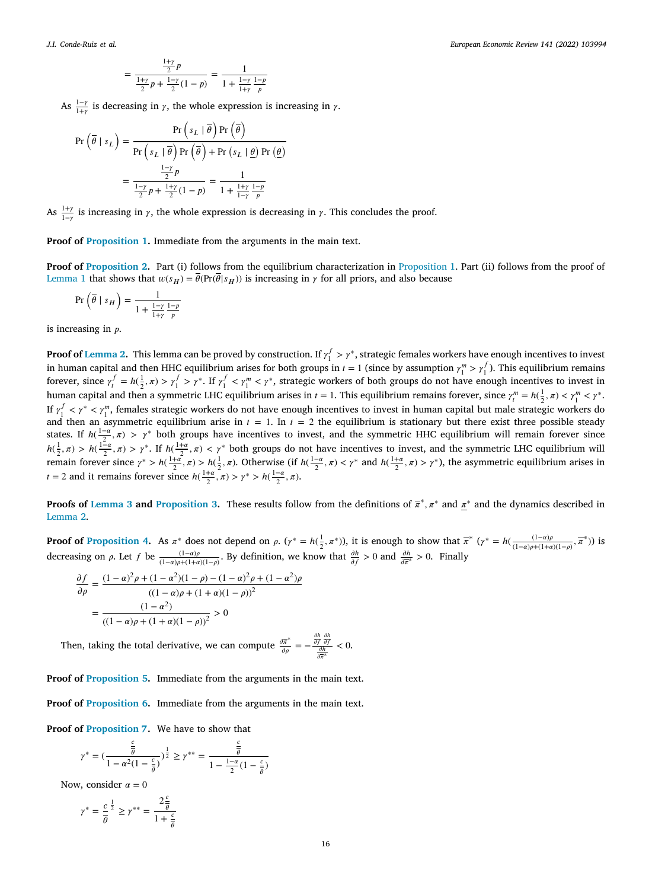$$= \frac{\frac{1+\gamma}{2}p}{\frac{1+\gamma}{2}p + \frac{1-\gamma}{2}(1-p)} = \frac{1}{1 + \frac{1-\gamma}{1+\gamma}\frac{1-p}{p}}$$

As $\frac{1-\gamma}{1+\gamma}$ is decreasing in $\gamma$, the whole expression is increasing in $\gamma$.

$$\Pr\left(\overline{\theta} \mid s_L\right) = \frac{\Pr\left(s_L \mid \overline{\theta}\right)\Pr\left(\overline{\theta}\right)}{\Pr\left(s_L \mid \overline{\theta}\right)\Pr\left(\overline{\theta}\right) + \Pr\left(s_L \mid \underline{\theta}\right)\Pr\left(\underline{\theta}\right)}$$

$$= \frac{\frac{1-\gamma}{2}p}{\frac{1-\gamma}{2}p + \frac{1+\gamma}{2}(1-p)} = \frac{1}{1 + \frac{1+\gamma}{1-\gamma}\frac{1-p}{p}}$$

As $\frac{1+\gamma}{1-\gamma}$ is increasing in $\gamma$, the whole expression is decreasing in $\gamma$. This concludes the proof.

**Proof of Proposition 1.** Immediate from the arguments in the main text.

**Proof of Proposition 2.** Part (i) follows from the equilibrium characterization in Proposition 1. Part (ii) follows from the proof of Lemma 1 that shows that $w(s_H) = \overline{\theta}(\Pr(\overline{\theta}|s_H))$ is increasing in $\gamma$ for all priors, and also because

$$\Pr\left(\overline{\theta} \mid s_H\right) = \frac{1}{1 + \frac{1-\gamma}{1+\gamma}\frac{1-p}{p}}$$

is increasing in $p$.

**Proof of Lemma 2.** This lemma can be proved by construction. If $\gamma_1^f > \gamma^*$, strategic females workers have enough incentives to invest in human capital and then HHC equilibrium arises for both groups in $t = 1$ (since by assumption $\gamma_1^m > \gamma_1^f$). This equilibrium remains forever, since $\gamma_t^f = h(\frac{1}{2}, \pi) > \gamma_1^f > \gamma^*$. If $\gamma_1^f < \gamma_1^m < \gamma^*$, strategic workers of both groups do not have enough incentives to invest in human capital and then a symmetric LHC equilibrium arises in $t = 1$. This equilibrium remains forever, since $\gamma_t^m = h(\frac{1}{2}, \pi) < \gamma_1^m < \gamma^*$. If $\gamma_1^f < \gamma^* < \gamma_1^m$, females strategic workers do not have enough incentives to invest in human capital but male strategic workers do and then an asymmetric equilibrium arise in $t = 1$. In $t = 2$ the equilibrium is stationary but there exist three possible steady states. If $h(\frac{1-\alpha}{2}, \pi) > \gamma^*$ both groups have incentives to invest, and the symmetric HHC equilibrium will remain forever since $h(\frac{1}{2}, \pi) > h(\frac{1-\alpha}{2}, \pi) > \gamma^*$. If $h(\frac{1+\alpha}{2}, \pi) < \gamma^*$ both groups do not have incentives to invest, and the symmetric LHC equilibrium will remain forever since $\gamma^* > h(\frac{1+\alpha}{2}, \pi) > h(\frac{1}{2}, \pi)$. Otherwise (if $h(\frac{1-\alpha}{2}, \pi) < \gamma^*$ and $h(\frac{1+\alpha}{2}, \pi) > \gamma^*$), the asymmetric equilibrium arises in $t = 2$ and it remains forever since $h(\frac{1+\alpha}{2}, \pi) > \gamma^* > h(\frac{1-\alpha}{2}, \pi)$.

**Proofs of Lemma 3 and Proposition 3.** These results follow from the definitions of $\overline{\pi}^*, \pi^*$ and $\underline{\pi}^*$ and the dynamics described in Lemma 2.

**Proof of Proposition 4.** As $\pi^*$ does not depend on $\rho$. ($\gamma^* = h(\frac{1}{2}, \pi^*)$), it is enough to show that $\overline{\pi}^*$ ($\gamma^* = h(\frac{(1-\alpha)\rho}{(1-\alpha)\rho+(1+\alpha)(1-\rho)}, \overline{\pi}^*)$) is decreasing on $\rho$. Let $f$ be $\frac{(1-\alpha)\rho}{(1-\alpha)\rho+(1+\alpha)(1-\rho)}$. By definition, we know that $\frac{\partial h}{\partial f} > 0$ and $\frac{\partial h}{\partial \overline{\pi}^*} > 0$. Finally

$$\frac{\partial f}{\partial \rho} = \frac{(1-\alpha)^2\rho + (1-\alpha^2)(1-\rho) - (1-\alpha)^2\rho + (1-\alpha^2)\rho}{((1-\alpha)\rho + (1+\alpha)(1-\rho))^2}$$

$$= \frac{(1-\alpha^2)}{((1-\alpha)\rho + (1+\alpha)(1-\rho))^2} > 0$$

Then, taking the total derivative, we can compute $\frac{\partial \overline{\pi}^*}{\partial \rho} = -\frac{\frac{\partial h}{\partial f}\frac{\partial h}{\partial f}}{\frac{\partial h}{\partial \overline{\pi}^*}} < 0$.

**Proof of Proposition 5.** Immediate from the arguments in the main text.

**Proof of Proposition 6.** Immediate from the arguments in the main text.

**Proof of Proposition 7.** We have to show that

$$\gamma^* = \left(\frac{\frac{c}{\theta}}{1 - \alpha^2(1 - \frac{c}{\theta})}\right)^{\frac{1}{2}} \geq \gamma^{**} = \frac{\frac{c}{\theta}}{1 - \frac{1-\alpha}{2}(1 - \frac{c}{\theta})}$$

Now, consider $\alpha = 0$

$$\gamma^* = \frac{c}{\theta}^{\frac{1}{2}} \geq \gamma^{**} = \frac{2\frac{c}{\theta}}{1 + \frac{c}{\theta}}$$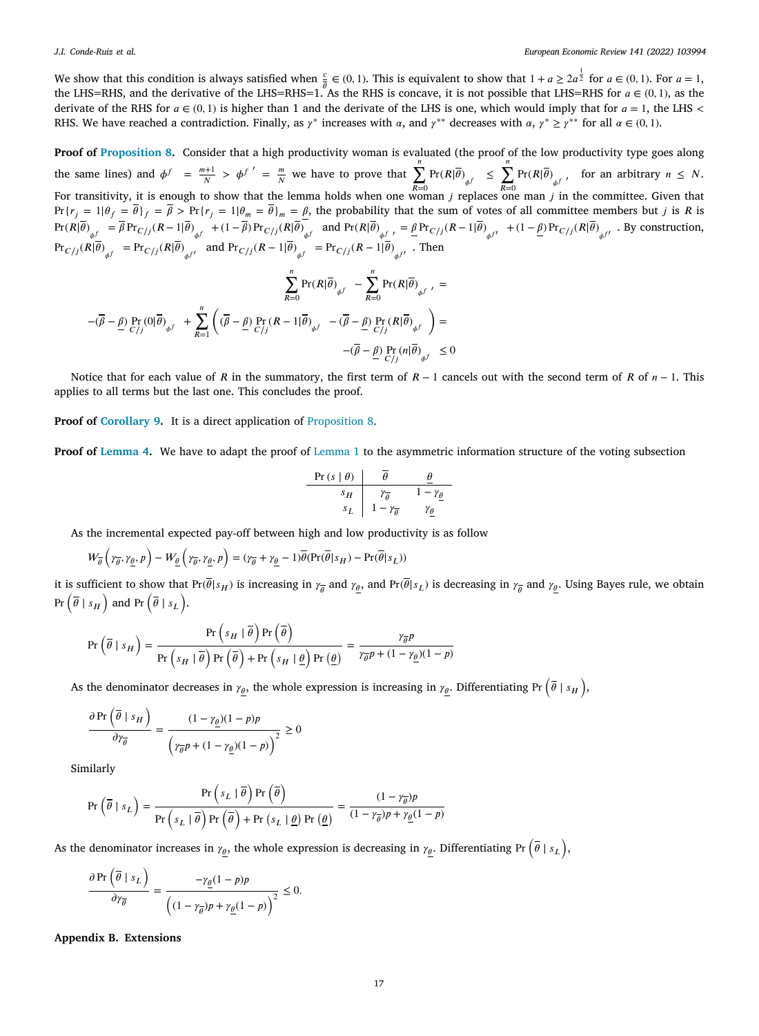We show that this condition is always satisfied when $\frac{c}{\overline{\theta}} \in (0,1)$. This is equivalent to show that $1 + a \geq 2a^{\frac{1}{2}}$ for $a \in (0,1)$. For $a = 1$, the LHS=RHS, and the derivative of the LHS=RHS=1. As the RHS is concave, it is not possible that LHS=RHS for $a \in (0,1)$, as the derivate of the RHS for $a \in (0,1)$ is higher than 1 and the derivate of the LHS is one, which would imply that for $a = 1$, the LHS < RHS. We have reached a contradiction. Finally, as $\gamma^*$ increases with $\alpha$, and $\gamma^{**}$ decreases with $\alpha$, $\gamma^* \geq \gamma^{**}$ for all $\alpha \in (0,1)$.

**Proof of Proposition 8.** Consider that a high productivity woman is evaluated (the proof of the low productivity type goes along the same lines) and $\phi^f = \frac{m+1}{N} > \phi^{f\,\prime} = \frac{m}{N}$ we have to prove that $\sum_{R=0}^{n} \Pr(R|\overline{\theta})_{\phi^f} \leq \sum_{R=0}^{n} \Pr(R|\overline{\theta})_{\phi^{f\,\prime}}$, for an arbitrary $n \leq N$. For transitivity, it is enough to show that the lemma holds when one woman $j$ replaces one man $j$ in the committee. Given that $\Pr\{r_j = 1|\theta_f = \overline{\theta}\}_f = \overline{\beta} > \Pr\{r_j = 1|\theta_m = \overline{\theta}\}_m = \underline{\beta}$, the probability that the sum of votes of all committee members but $j$ is $R$ is $\Pr(R|\overline{\theta})_{\phi^f} = \overline{\beta}\Pr_{C/j}(R-1|\overline{\theta})_{\phi^f} + (1-\overline{\beta})\Pr_{C/j}(R|\overline{\theta})_{\phi^f}$ and $\Pr(R|\overline{\theta})_{\phi^{f\,\prime}} = \underline{\beta}\Pr_{C/j}(R-1|\overline{\theta})_{\phi^{f\prime}} + (1-\underline{\beta})\Pr_{C/j}(R|\overline{\theta})_{\phi^{f\prime}}$. By construction, $\Pr_{C/j}(R|\overline{\theta})_{\phi^f} = \Pr_{C/j}(R|\overline{\theta})_{\phi^{f\prime}}$ and $\Pr_{C/j}(R-1|\overline{\theta})_{\phi^f} = \Pr_{C/j}(R-1|\overline{\theta})_{\phi^{f\prime}}$. Then

$$
\sum_{R=0}^{n} \Pr(R|\overline{\theta})_{\phi^f} - \sum_{R=0}^{n} \Pr(R|\overline{\theta})_{\phi^{f\,\prime}} =
$$

$$
-(\overline{\beta}-\underline{\beta})\Pr_{C/j}(0|\overline{\theta})_{\phi^f} + \sum_{R=1}^{n}\left((\overline{\beta}-\underline{\beta})\Pr_{C/j}(R-1|\overline{\theta})_{\phi^f} - (\overline{\beta}-\underline{\beta})\Pr_{C/j}(R|\overline{\theta})_{\phi^f}\right) =
$$

$$
-(\overline{\beta}-\underline{\beta})\Pr_{C/j}(n|\overline{\theta})_{\phi^f} \leq 0
$$

Notice that for each value of $R$ in the summatory, the first term of $R-1$ cancels out with the second term of $R$ of $n-1$. This applies to all terms but the last one. This concludes the proof.

**Proof of Corollary 9.** It is a direct application of Proposition 8.

**Proof of Lemma 4.** We have to adapt the proof of Lemma 1 to the asymmetric information structure of the voting subsection

| $\Pr(s \mid \theta)$ | $\overline{\theta}$ | $\underline{\theta}$ |
|---|---|---|
| $s_H$ | $\gamma_{\overline{\theta}}$ | $1-\gamma_{\underline{\theta}}$ |
| $s_L$ | $1-\gamma_{\overline{\theta}}$ | $\gamma_{\underline{\theta}}$ |

As the incremental expected pay-off between high and low productivity is as follow

$$
W_{\overline{\theta}}\left(\gamma_{\overline{\theta}}, \gamma_{\underline{\theta}}, p\right) - W_{\underline{\theta}}\left(\gamma_{\overline{\theta}}, \gamma_{\underline{\theta}}, p\right) = (\gamma_{\overline{\theta}} + \gamma_{\underline{\theta}} - 1)\overline{\theta}(\Pr(\overline{\theta}|s_H) - \Pr(\overline{\theta}|s_L))
$$

it is sufficient to show that $\Pr(\overline{\theta}|s_H)$ is increasing in $\gamma_{\overline{\theta}}$ and $\gamma_{\underline{\theta}}$, and $\Pr(\overline{\theta}|s_L)$ is decreasing in $\gamma_{\overline{\theta}}$ and $\gamma_{\underline{\theta}}$. Using Bayes rule, we obtain $\Pr\left(\overline{\theta} \mid s_H\right)$ and $\Pr\left(\overline{\theta} \mid s_L\right)$.

$$
\Pr\left(\overline{\theta} \mid s_H\right) = \frac{\Pr\left(s_H \mid \overline{\theta}\right)\Pr\left(\overline{\theta}\right)}{\Pr\left(s_H \mid \overline{\theta}\right)\Pr\left(\overline{\theta}\right) + \Pr\left(s_H \mid \underline{\theta}\right)\Pr\left(\underline{\theta}\right)} = \frac{\gamma_{\overline{\theta}}p}{\gamma_{\overline{\theta}}p + (1-\gamma_{\underline{\theta}})(1-p)}
$$

As the denominator decreases in $\gamma_{\underline{\theta}}$, the whole expression is increasing in $\gamma_{\underline{\theta}}$. Differentiating $\Pr\left(\overline{\theta} \mid s_H\right)$,

$$
\frac{\partial \Pr\left(\overline{\theta} \mid s_H\right)}{\partial \gamma_{\overline{\theta}}} = \frac{(1-\gamma_{\underline{\theta}})(1-p)p}{\left(\gamma_{\overline{\theta}}p + (1-\gamma_{\underline{\theta}})(1-p)\right)^2} \geq 0
$$

Similarly

$$
\Pr\left(\overline{\theta} \mid s_L\right) = \frac{\Pr\left(s_L \mid \overline{\theta}\right)\Pr\left(\overline{\theta}\right)}{\Pr\left(s_L \mid \overline{\theta}\right)\Pr\left(\overline{\theta}\right) + \Pr\left(s_L \mid \underline{\theta}\right)\Pr\left(\underline{\theta}\right)} = \frac{(1-\gamma_{\overline{\theta}})p}{(1-\gamma_{\overline{\theta}})p + \gamma_{\underline{\theta}}(1-p)}
$$

As the denominator increases in $\gamma_{\underline{\theta}}$, the whole expression is decreasing in $\gamma_{\underline{\theta}}$. Differentiating $\Pr\left(\overline{\theta} \mid s_L\right)$,

$$
\frac{\partial \Pr\left(\overline{\theta} \mid s_L\right)}{\partial \gamma_{\overline{\theta}}} = \frac{-\gamma_{\underline{\theta}}(1-p)p}{\left((1-\gamma_{\overline{\theta}})p + \gamma_{\underline{\theta}}(1-p)\right)^2} \leq 0.
$$

**Appendix B. Extensions**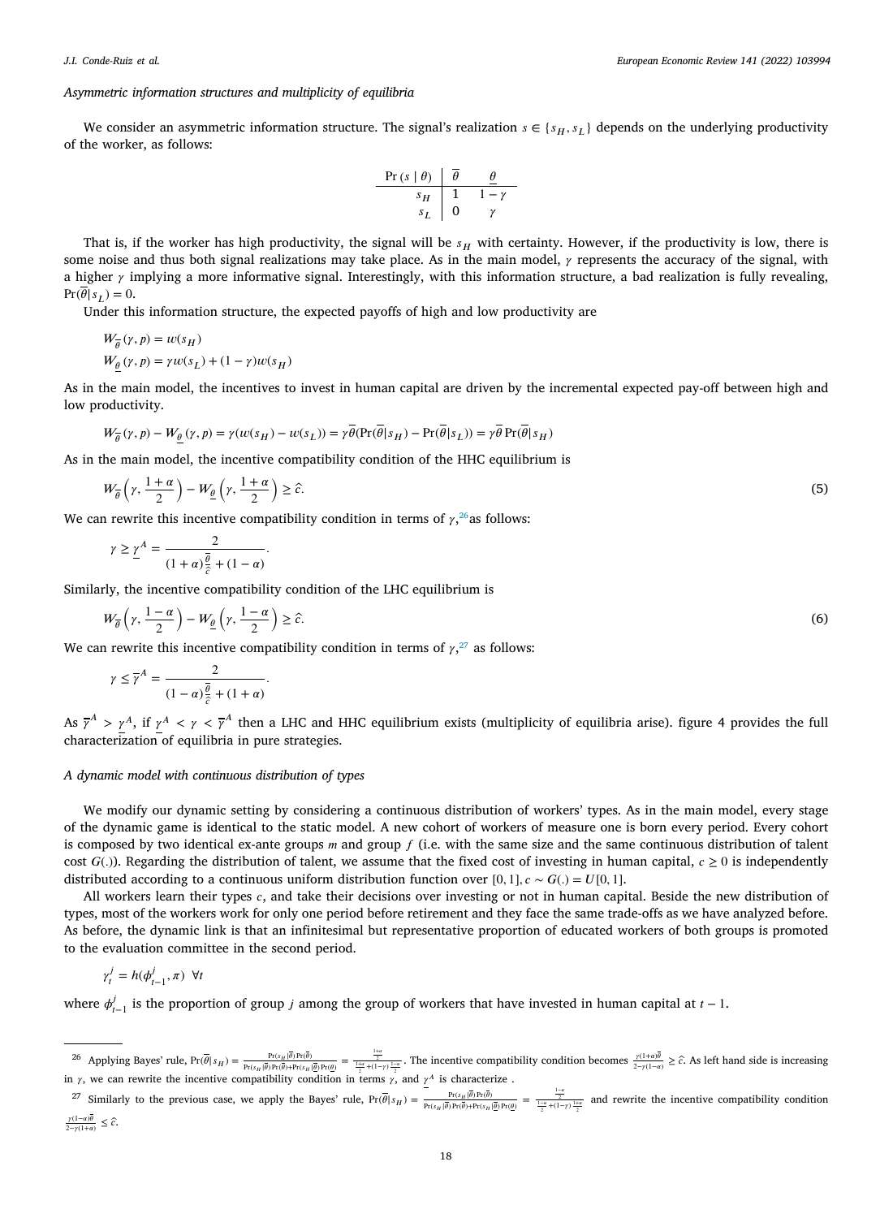*Asymmetric information structures and multiplicity of equilibria*

We consider an asymmetric information structure. The signal's realization $s \in \{s_H, s_L\}$ depends on the underlying productivity of the worker, as follows:

| $\Pr(s \mid \theta)$ | $\overline{\theta}$ | $\underline{\theta}$ |
|---|---|---|
| $s_H$ | 1 | $1-\gamma$ |
| $s_L$ | 0 | $\gamma$ |

That is, if the worker has high productivity, the signal will be $s_H$ with certainty. However, if the productivity is low, there is some noise and thus both signal realizations may take place. As in the main model, $\gamma$ represents the accuracy of the signal, with a higher $\gamma$ implying a more informative signal. Interestingly, with this information structure, a bad realization is fully revealing, $\Pr(\overline{\theta}|s_L) = 0$.

Under this information structure, the expected payoffs of high and low productivity are

$$W_{\overline{\theta}}(\gamma, p) = w(s_H)$$
$$W_{\underline{\theta}}(\gamma, p) = \gamma w(s_L) + (1-\gamma) w(s_H)$$

As in the main model, the incentives to invest in human capital are driven by the incremental expected pay-off between high and low productivity.

$$W_{\overline{\theta}}(\gamma, p) - W_{\underline{\theta}}(\gamma, p) = \gamma(w(s_H) - w(s_L)) = \gamma\overline{\theta}(\Pr(\overline{\theta}|s_H) - \Pr(\overline{\theta}|s_L)) = \gamma\overline{\theta}\Pr(\overline{\theta}|s_H)$$

As in the main model, the incentive compatibility condition of the HHC equilibrium is

$$W_{\overline{\theta}}\left(\gamma, \frac{1+\alpha}{2}\right) - W_{\underline{\theta}}\left(\gamma, \frac{1+\alpha}{2}\right) \geq \hat{c}. \tag{5}$$

We can rewrite this incentive compatibility condition in terms of $\gamma$,[26] as follows:

$$\gamma \geq \underline{\gamma}^A = \frac{2}{(1+\alpha)\frac{\overline{\theta}}{\hat{c}} + (1-\alpha)}.$$

Similarly, the incentive compatibility condition of the LHC equilibrium is

$$W_{\overline{\theta}}\left(\gamma, \frac{1-\alpha}{2}\right) - W_{\underline{\theta}}\left(\gamma, \frac{1-\alpha}{2}\right) \geq \hat{c}. \tag{6}$$

We can rewrite this incentive compatibility condition in terms of $\gamma$,[27] as follows:

$$\gamma \leq \overline{\gamma}^A = \frac{2}{(1-\alpha)\frac{\overline{\theta}}{\hat{c}} + (1+\alpha)}.$$

As $\overline{\gamma}^A > \underline{\gamma}^A$, if $\underline{\gamma}^A < \gamma < \overline{\gamma}^A$ then a LHC and HHC equilibrium exists (multiplicity of equilibria arise). figure 4 provides the full characterization of equilibria in pure strategies.

*A dynamic model with continuous distribution of types*

We modify our dynamic setting by considering a continuous distribution of workers' types. As in the main model, every stage of the dynamic game is identical to the static model. A new cohort of workers of measure one is born every period. Every cohort is composed by two identical ex-ante groups $m$ and group $f$ (i.e. with the same size and the same continuous distribution of talent cost $G(.)$). Regarding the distribution of talent, we assume that the fixed cost of investing in human capital, $c \geq 0$ is independently distributed according to a continuous uniform distribution function over $[0,1]$, $c \sim G(.) = U[0,1]$.

All workers learn their types $c$, and take their decisions over investing or not in human capital. Beside the new distribution of types, most of the workers work for only one period before retirement and they face the same trade-offs as we have analyzed before. As before, the dynamic link is that an infinitesimal but representative proportion of educated workers of both groups is promoted to the evaluation committee in the second period.

$$\gamma_t^j = h(\phi_{t-1}^j, \pi) \ \forall t$$

where $\phi_{t-1}^j$ is the proportion of group $j$ among the group of workers that have invested in human capital at $t-1$.

---

[26] Applying Bayes' rule, $\Pr(\overline{\theta}|s_H) = \frac{\Pr(s_H|\overline{\theta})\Pr(\overline{\theta})}{\Pr(s_H|\overline{\theta})\Pr(\overline{\theta})+\Pr(s_H|\underline{\theta})\Pr(\underline{\theta})} = \frac{\frac{1+\alpha}{2}}{\frac{1+\alpha}{2}+(1-\gamma)\frac{1-\alpha}{2}}$. The incentive compatibility condition becomes $\frac{\gamma(1+\alpha)\overline{\theta}}{2-\gamma(1-\alpha)} \geq \hat{c}$. As left hand side is increasing in $\gamma$, we can rewrite the incentive compatibility condition in terms $\gamma$, and $\underline{\gamma}^A$ is characterize .

[27] Similarly to the previous case, we apply the Bayes' rule, $\Pr(\overline{\theta}|s_H) = \frac{\Pr(s_H|\overline{\theta})\Pr(\overline{\theta})}{\Pr(s_H|\overline{\theta})\Pr(\overline{\theta})+\Pr(s_H|\underline{\theta})\Pr(\underline{\theta})} = \frac{\frac{1-\alpha}{2}}{\frac{1-\alpha}{2}+(1-\gamma)\frac{1+\alpha}{2}}$ and rewrite the incentive compatibility condition $\frac{\gamma(1-\alpha)\overline{\theta}}{2-\gamma(1+\alpha)} \leq \hat{c}$.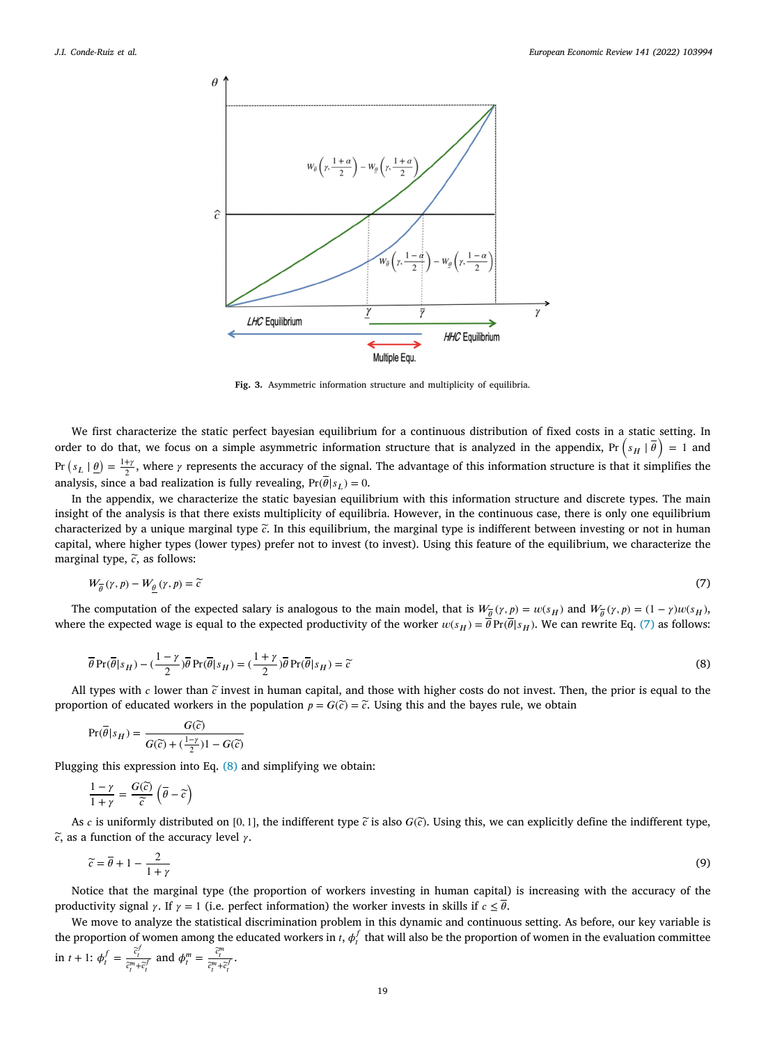Fig. 3. Asymmetric information structure and multiplicity of equilibria.

We first characterize the static perfect bayesian equilibrium for a continuous distribution of fixed costs in a static setting. In order to do that, we focus on a simple asymmetric information structure that is analyzed in the appendix, $\Pr\left(s_H \mid \overline{\theta}\right) = 1$ and $\Pr\left(s_L \mid \underline{\theta}\right) = \frac{1+\gamma}{2}$, where $\gamma$ represents the accuracy of the signal. The advantage of this information structure is that it simplifies the analysis, since a bad realization is fully revealing, $\Pr(\overline{\theta}|s_L) = 0$.

In the appendix, we characterize the static bayesian equilibrium with this information structure and discrete types. The main insight of the analysis is that there exists multiplicity of equilibria. However, in the continuous case, there is only one equilibrium characterized by a unique marginal type $\widetilde{c}$. In this equilibrium, the marginal type is indifferent between investing or not in human capital, where higher types (lower types) prefer not to invest (to invest). Using this feature of the equilibrium, we characterize the marginal type, $\widetilde{c}$, as follows:

$$W_{\overline{\theta}}(\gamma, p) - W_{\underline{\theta}}(\gamma, p) = \widetilde{c} \tag{7}$$

The computation of the expected salary is analogous to the main model, that is $W_{\overline{\theta}}(\gamma, p) = w(s_H)$ and $W_{\overline{\theta}}(\gamma, p) = (1-\gamma)w(s_H)$, where the expected wage is equal to the expected productivity of the worker $w(s_H) = \overline{\theta}\Pr(\overline{\theta}|s_H)$. We can rewrite Eq. (7) as follows:

$$\overline{\theta}\Pr(\overline{\theta}|s_H) - (\frac{1-\gamma}{2})\overline{\theta}\Pr(\overline{\theta}|s_H) = (\frac{1+\gamma}{2})\overline{\theta}\Pr(\overline{\theta}|s_H) = \widetilde{c} \tag{8}$$

All types with $c$ lower than $\widetilde{c}$ invest in human capital, and those with higher costs do not invest. Then, the prior is equal to the proportion of educated workers in the population $p = G(\widetilde{c}) = \widetilde{c}$. Using this and the bayes rule, we obtain

$$\Pr(\overline{\theta}|s_H) = \frac{G(\widetilde{c})}{G(\widetilde{c}) + (\frac{1-\gamma}{2})1 - G(\widetilde{c})}$$

Plugging this expression into Eq. (8) and simplifying we obtain:

$$\frac{1-\gamma}{1+\gamma} = \frac{G(\widetilde{c})}{\widetilde{c}}\left(\overline{\theta} - \widetilde{c}\right)$$

As $c$ is uniformly distributed on $[0,1]$, the indifferent type $\widetilde{c}$ is also $G(\widetilde{c})$. Using this, we can explicitly define the indifferent type, $\widetilde{c}$, as a function of the accuracy level $\gamma$.

$$\widetilde{c} = \overline{\theta} + 1 - \frac{2}{1+\gamma} \tag{9}$$

Notice that the marginal type (the proportion of workers investing in human capital) is increasing with the accuracy of the productivity signal $\gamma$. If $\gamma = 1$ (i.e. perfect information) the worker invests in skills if $c \leq \overline{\theta}$.

We move to analyze the statistical discrimination problem in this dynamic and continuous setting. As before, our key variable is the proportion of women among the educated workers in $t$, $\phi_t^f$ that will also be the proportion of women in the evaluation committee in $t+1$: $\phi_t^f = \frac{\widetilde{c}_t^f}{\widetilde{c}_t^m + \widetilde{c}_t^f}$ and $\phi_t^m = \frac{\widetilde{c}_t^m}{\widetilde{c}_t^m + \widetilde{c}_t^f}$.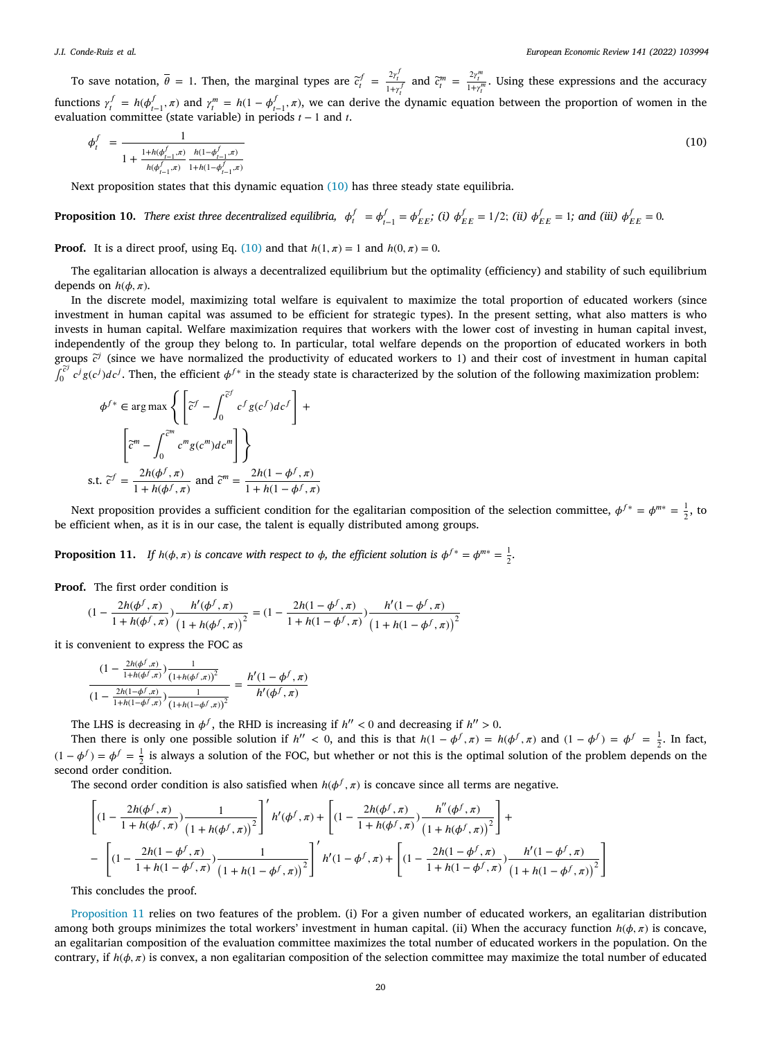To save notation, $\overline{\theta} = 1$. Then, the marginal types are $\widetilde{c}_t^f = \frac{2\gamma_t^f}{1+\gamma_t^f}$ and $\widetilde{c}_t^m = \frac{2\gamma_t^m}{1+\gamma_t^m}$. Using these expressions and the accuracy functions $\gamma_t^f = h(\phi_{t-1}^f, \pi)$ and $\gamma_t^m = h(1-\phi_{t-1}^f, \pi)$, we can derive the dynamic equation between the proportion of women in the evaluation committee (state variable) in periods $t-1$ and $t$.

$$\phi_t^f = \frac{1}{1 + \frac{1+h(\phi_{t-1}^f,\pi)}{h(\phi_{t-1}^f,\pi)} \frac{h(1-\phi_{t-1}^f,\pi)}{1+h(1-\phi_{t-1}^f,\pi)}} \tag{10}$$

Next proposition states that this dynamic equation (10) has three steady state equilibria.

**Proposition 10.** *There exist three decentralized equilibria,* $\phi_t^f = \phi_{t-1}^f = \phi_{EE}^f$*; (i)* $\phi_{EE}^f = 1/2$*; (ii)* $\phi_{EE}^f = 1$*; and (iii)* $\phi_{EE}^f = 0$.

**Proof.** It is a direct proof, using Eq. (10) and that $h(1,\pi) = 1$ and $h(0,\pi) = 0$.

The egalitarian allocation is always a decentralized equilibrium but the optimality (efficiency) and stability of such equilibrium depends on $h(\phi,\pi)$.

In the discrete model, maximizing total welfare is equivalent to maximize the total proportion of educated workers (since investment in human capital was assumed to be efficient for strategic types). In the present setting, what also matters is who invests in human capital. Welfare maximization requires that workers with the lower cost of investing in human capital invest, independently of the group they belong to. In particular, total welfare depends on the proportion of educated workers in both groups $\widetilde{c}^j$ (since we have normalized the productivity of educated workers to 1) and their cost of investment in human capital $\int_0^{\widetilde{c}^j} c^j g(c^j) dc^j$. Then, the efficient $\phi^{f*}$ in the steady state is characterized by the solution of the following maximization problem:

$$\phi^{f*} \in \arg\max \left\{ \left[ \widetilde{c}^f - \int_0^{\widetilde{c}^f} c^f g(c^f) dc^f \right] + \left[ \widetilde{c}^m - \int_0^{\widetilde{c}^m} c^m g(c^m) dc^m \right] \right\}$$

$$\text{s.t. } \widetilde{c}^f = \frac{2h(\phi^f,\pi)}{1+h(\phi^f,\pi)} \text{ and } \widetilde{c}^m = \frac{2h(1-\phi^f,\pi)}{1+h(1-\phi^f,\pi)}$$

Next proposition provides a sufficient condition for the egalitarian composition of the selection committee, $\phi^{f*} = \phi^{m*} = \frac{1}{2}$, to be efficient when, as it is in our case, the talent is equally distributed among groups.

**Proposition 11.** *If* $h(\phi,\pi)$ *is concave with respect to* $\phi$*, the efficient solution is* $\phi^{f*} = \phi^{m*} = \frac{1}{2}$.

**Proof.** The first order condition is

$$(1 - \frac{2h(\phi^f,\pi)}{1+h(\phi^f,\pi)}) \frac{h'(\phi^f,\pi)}{\left(1+h(\phi^f,\pi)\right)^2} = (1 - \frac{2h(1-\phi^f,\pi)}{1+h(1-\phi^f,\pi)}) \frac{h'(1-\phi^f,\pi)}{\left(1+h(1-\phi^f,\pi)\right)^2}$$

it is convenient to express the FOC as

$$\frac{(1 - \frac{2h(\phi^f,\pi)}{1+h(\phi^f,\pi)}) \frac{1}{\left(1+h(\phi^f,\pi)\right)^2}}{(1 - \frac{2h(1-\phi^f,\pi)}{1+h(1-\phi^f,\pi)}) \frac{1}{\left(1+h(1-\phi^f,\pi)\right)^2}} = \frac{h'(1-\phi^f,\pi)}{h'(\phi^f,\pi)}$$

The LHS is decreasing in $\phi^f$, the RHD is increasing if $h'' < 0$ and decreasing if $h'' > 0$.

Then there is only one possible solution if $h'' < 0$, and this is that $h(1-\phi^f,\pi) = h(\phi^f,\pi)$ and $(1-\phi^f) = \phi^f = \frac{1}{2}$. In fact, $(1-\phi^f) = \phi^f = \frac{1}{2}$ is always a solution of the FOC, but whether or not this is the optimal solution of the problem depends on the second order condition.

The second order condition is also satisfied when $h(\phi^f,\pi)$ is concave since all terms are negative.

$$\left[ (1 - \frac{2h(\phi^f,\pi)}{1+h(\phi^f,\pi)}) \frac{1}{\left(1+h(\phi^f,\pi)\right)^2} \right]' h'(\phi^f,\pi) + \left[ (1 - \frac{2h(\phi^f,\pi)}{1+h(\phi^f,\pi)}) \frac{h''(\phi^f,\pi)}{\left(1+h(\phi^f,\pi)\right)^2} \right] +$$

$$- \left[ (1 - \frac{2h(1-\phi^f,\pi)}{1+h(1-\phi^f,\pi)}) \frac{1}{\left(1+h(1-\phi^f,\pi)\right)^2} \right]' h'(1-\phi^f,\pi) + \left[ (1 - \frac{2h(1-\phi^f,\pi)}{1+h(1-\phi^f,\pi)}) \frac{h'(1-\phi^f,\pi)}{\left(1+h(1-\phi^f,\pi)\right)^2} \right]$$

This concludes the proof.

Proposition 11 relies on two features of the problem. (i) For a given number of educated workers, an egalitarian distribution among both groups minimizes the total workers' investment in human capital. (ii) When the accuracy function $h(\phi,\pi)$ is concave, an egalitarian composition of the evaluation committee maximizes the total number of educated workers in the population. On the contrary, if $h(\phi,\pi)$ is convex, a non egalitarian composition of the selection committee may maximize the total number of educated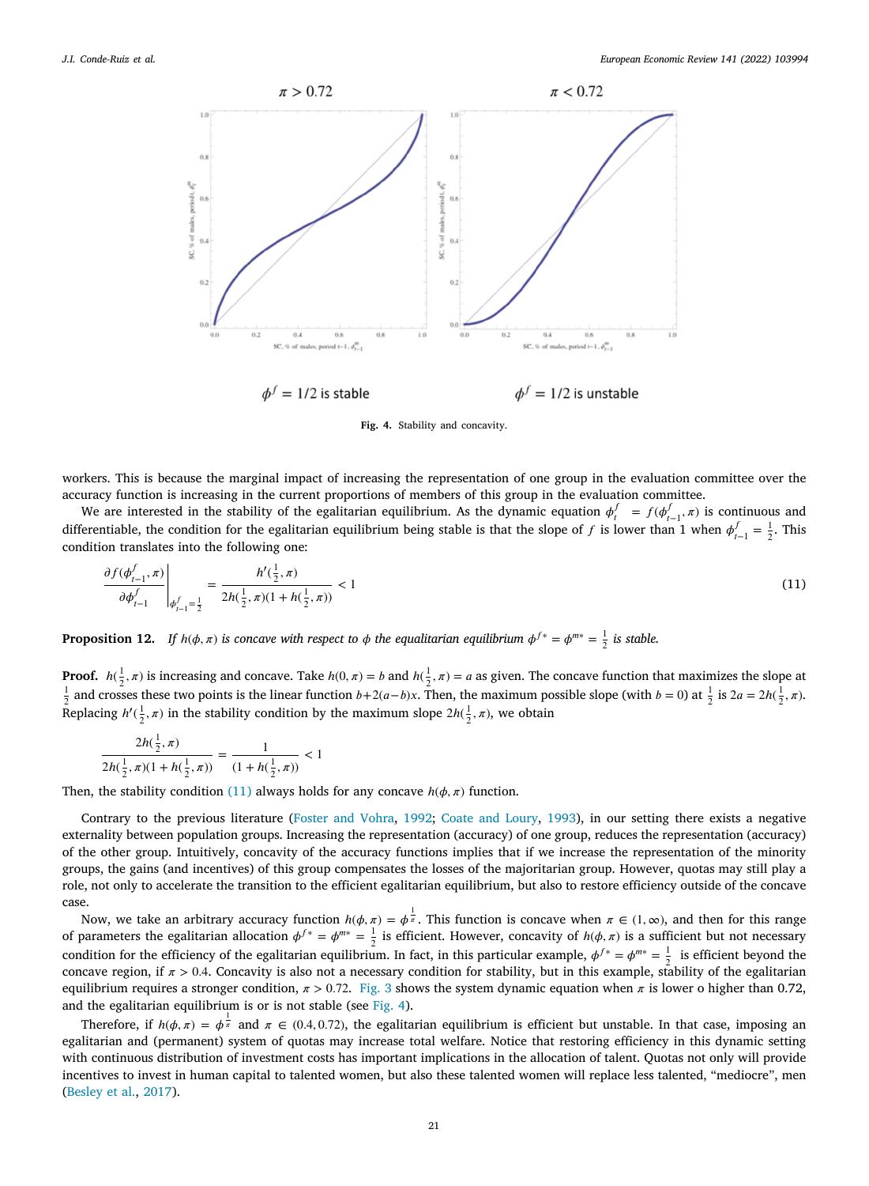$\pi > 0.72$ $\pi < 0.72$

$\phi^f = 1/2$ is stable $\phi^f = 1/2$ is unstable

**Fig. 4.** Stability and concavity.

workers. This is because the marginal impact of increasing the representation of one group in the evaluation committee over the accuracy function is increasing in the current proportions of members of this group in the evaluation committee.

We are interested in the stability of the egalitarian equilibrium. As the dynamic equation $\phi_t^f = f(\phi_{t-1}^f, \pi)$ is continuous and differentiable, the condition for the egalitarian equilibrium being stable is that the slope of $f$ is lower than 1 when $\phi_{t-1}^f = \frac{1}{2}$. This condition translates into the following one:

$$\left. \frac{\partial f(\phi_{t-1}^f, \pi)}{\partial \phi_{t-1}^f} \right|_{\phi_{t-1}^f = \frac{1}{2}} = \frac{h'(\frac{1}{2}, \pi)}{2h(\frac{1}{2}, \pi)(1 + h(\frac{1}{2}, \pi))} < 1 \tag{11}$$

**Proposition 12.** *If $h(\phi, \pi)$ is concave with respect to $\phi$ the equalitarian equilibrium $\phi^{f*} = \phi^{m*} = \frac{1}{2}$ is stable.*

**Proof.** $h(\frac{1}{2}, \pi)$ is increasing and concave. Take $h(0, \pi) = b$ and $h(\frac{1}{2}, \pi) = a$ as given. The concave function that maximizes the slope at $\frac{1}{2}$ and crosses these two points is the linear function $b+2(a-b)x$. Then, the maximum possible slope (with $b = 0$) at $\frac{1}{2}$ is $2a = 2h(\frac{1}{2}, \pi)$. Replacing $h'(\frac{1}{2}, \pi)$ in the stability condition by the maximum slope $2h(\frac{1}{2}, \pi)$, we obtain

$$\frac{2h(\frac{1}{2}, \pi)}{2h(\frac{1}{2}, \pi)(1 + h(\frac{1}{2}, \pi))} = \frac{1}{(1 + h(\frac{1}{2}, \pi))} < 1$$

Then, the stability condition (11) always holds for any concave $h(\phi, \pi)$ function.

Contrary to the previous literature (Foster and Vohra, 1992; Coate and Loury, 1993), in our setting there exists a negative externality between population groups. Increasing the representation (accuracy) of one group, reduces the representation (accuracy) of the other group. Intuitively, concavity of the accuracy functions implies that if we increase the representation of the minority groups, the gains (and incentives) of this group compensates the losses of the majoritarian group. However, quotas may still play a role, not only to accelerate the transition to the efficient egalitarian equilibrium, but also to restore efficiency outside of the concave case.

Now, we take an arbitrary accuracy function $h(\phi, \pi) = \phi^{\frac{1}{\pi}}$. This function is concave when $\pi \in (1, \infty)$, and then for this range of parameters the egalitarian allocation $\phi^{f*} = \phi^{m*} = \frac{1}{2}$ is efficient. However, concavity of $h(\phi, \pi)$ is a sufficient but not necessary condition for the efficiency of the egalitarian equilibrium. In fact, in this particular example, $\phi^{f*} = \phi^{m*} = \frac{1}{2}$ is efficient beyond the concave region, if $\pi > 0.4$. Concavity is also not a necessary condition for stability, but in this example, stability of the egalitarian equilibrium requires a stronger condition, $\pi > 0.72$. Fig. 3 shows the system dynamic equation when $\pi$ is lower o higher than 0.72, and the egalitarian equilibrium is or is not stable (see Fig. 4).

Therefore, if $h(\phi, \pi) = \phi^{\frac{1}{\pi}}$ and $\pi \in (0.4, 0.72)$, the egalitarian equilibrium is efficient but unstable. In that case, imposing an egalitarian and (permanent) system of quotas may increase total welfare. Notice that restoring efficiency in this dynamic setting with continuous distribution of investment costs has important implications in the allocation of talent. Quotas not only will provide incentives to invest in human capital to talented women, but also these talented women will replace less talented, "mediocre", men (Besley et al., 2017).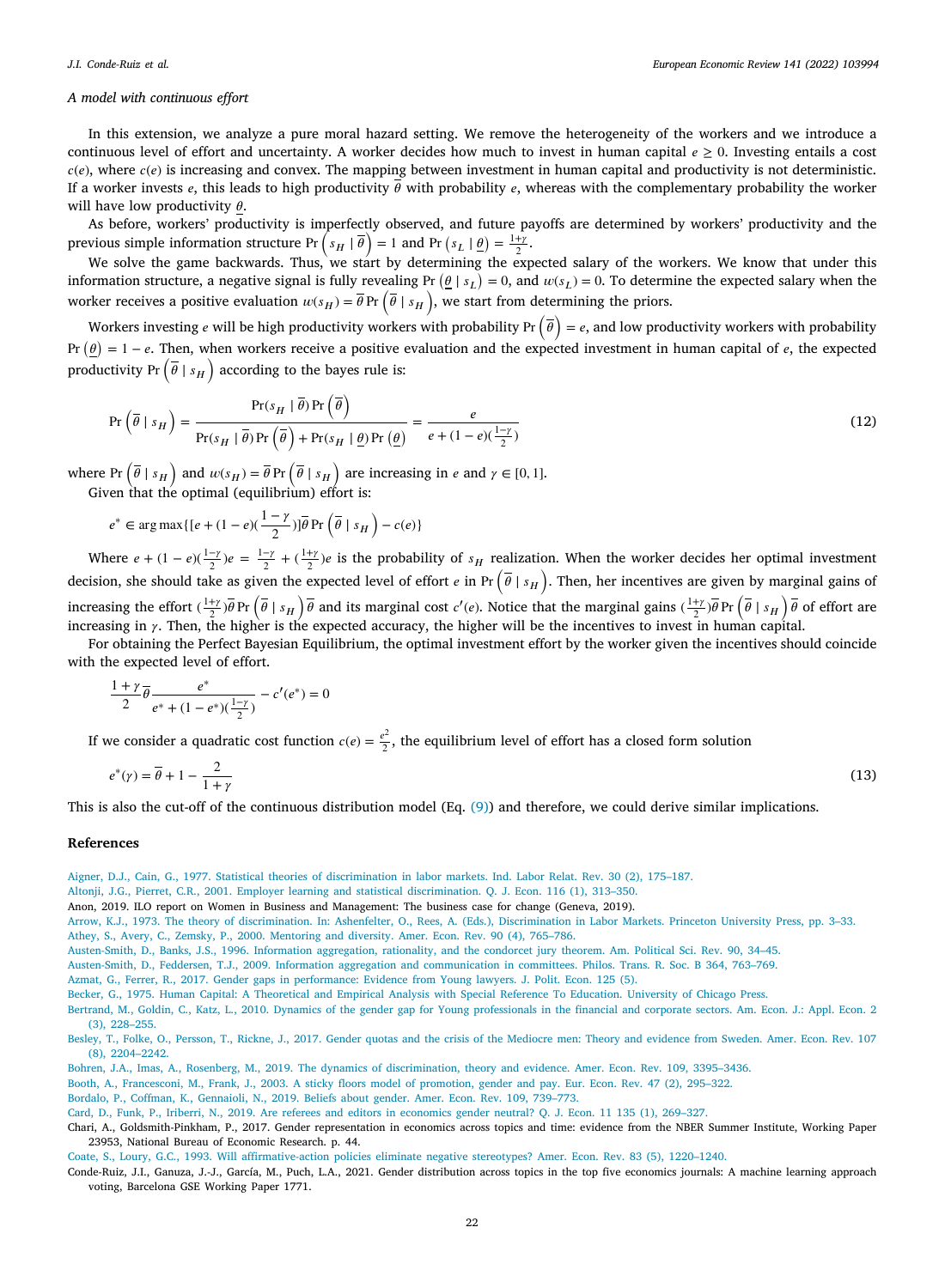*A model with continuous effort*

In this extension, we analyze a pure moral hazard setting. We remove the heterogeneity of the workers and we introduce a continuous level of effort and uncertainty. A worker decides how much to invest in human capital $e \geq 0$. Investing entails a cost $c(e)$, where $c(e)$ is increasing and convex. The mapping between investment in human capital and productivity is not deterministic. If a worker invests $e$, this leads to high productivity $\overline{\theta}$ with probability $e$, whereas with the complementary probability the worker will have low productivity $\underline{\theta}$.

As before, workers' productivity is imperfectly observed, and future payoffs are determined by workers' productivity and the previous simple information structure $\Pr\left(s_H \mid \overline{\theta}\right) = 1$ and $\Pr\left(s_L \mid \underline{\theta}\right) = \frac{1+\gamma}{2}$.

We solve the game backwards. Thus, we start by determining the expected salary of the workers. We know that under this information structure, a negative signal is fully revealing $\Pr\left(\underline{\theta} \mid s_L\right) = 0$, and $w(s_L) = 0$. To determine the expected salary when the worker receives a positive evaluation $w(s_H) = \overline{\theta} \Pr\left(\overline{\theta} \mid s_H\right)$, we start from determining the priors.

Workers investing $e$ will be high productivity workers with probability $\Pr\left(\overline{\theta}\right) = e$, and low productivity workers with probability $\Pr\left(\underline{\theta}\right) = 1 - e$. Then, when workers receive a positive evaluation and the expected investment in human capital of $e$, the expected productivity $\Pr\left(\overline{\theta} \mid s_H\right)$ according to the bayes rule is:

$$\Pr\left(\overline{\theta} \mid s_H\right) = \frac{\Pr(s_H \mid \overline{\theta}) \Pr\left(\overline{\theta}\right)}{\Pr(s_H \mid \overline{\theta}) \Pr\left(\overline{\theta}\right) + \Pr(s_H \mid \underline{\theta}) \Pr\left(\underline{\theta}\right)} = \frac{e}{e + (1-e)(\frac{1-\gamma}{2})} \tag{12}$$

where $\Pr\left(\overline{\theta} \mid s_H\right)$ and $w(s_H) = \overline{\theta} \Pr\left(\overline{\theta} \mid s_H\right)$ are increasing in $e$ and $\gamma \in [0, 1]$.

Given that the optimal (equilibrium) effort is:

$$e^* \in \arg\max\{[e + (1-e)(\frac{1-\gamma}{2})]\overline{\theta} \Pr\left(\overline{\theta} \mid s_H\right) - c(e)\}$$

Where $e + (1-e)(\frac{1-\gamma}{2})e = \frac{1-\gamma}{2} + (\frac{1+\gamma}{2})e$ is the probability of $s_H$ realization. When the worker decides her optimal investment decision, she should take as given the expected level of effort $e$ in $\Pr\left(\overline{\theta} \mid s_H\right)$. Then, her incentives are given by marginal gains of increasing the effort $(\frac{1+\gamma}{2})\overline{\theta} \Pr\left(\overline{\theta} \mid s_H\right)\overline{\theta}$ and its marginal cost $c'(e)$. Notice that the marginal gains $(\frac{1+\gamma}{2})\overline{\theta} \Pr\left(\overline{\theta} \mid s_H\right)\overline{\theta}$ of effort are increasing in $\gamma$. Then, the higher is the expected accuracy, the higher will be the incentives to invest in human capital.

For obtaining the Perfect Bayesian Equilibrium, the optimal investment effort by the worker given the incentives should coincide with the expected level of effort.

$$\frac{1+\gamma}{2}\overline{\theta}\frac{e^*}{e^* + (1-e^*)(\frac{1-\gamma}{2})} - c'(e^*) = 0$$

If we consider a quadratic cost function $c(e) = \frac{e^2}{2}$, the equilibrium level of effort has a closed form solution

$$e^*(\gamma) = \overline{\theta} + 1 - \frac{2}{1+\gamma} \tag{13}$$

This is also the cut-off of the continuous distribution model (Eq. (9)) and therefore, we could derive similar implications.

## References

Aigner, D.J., Cain, G., 1977. Statistical theories of discrimination in labor markets. Ind. Labor Relat. Rev. 30 (2), 175–187.

Altonji, J.G., Pierret, C.R., 2001. Employer learning and statistical discrimination. Q. J. Econ. 116 (1), 313–350.

Anon, 2019. ILO report on Women in Business and Management: The business case for change (Geneva, 2019).

Arrow, K.J., 1973. The theory of discrimination. In: Ashenfelter, O., Rees, A. (Eds.), Discrimination in Labor Markets. Princeton University Press, pp. 3–33.

Athey, S., Avery, C., Zemsky, P., 2000. Mentoring and diversity. Amer. Econ. Rev. 90 (4), 765–786.

Austen-Smith, D., Banks, J.S., 1996. Information aggregation, rationality, and the condorcet jury theorem. Am. Political Sci. Rev. 90, 34–45.

Austen-Smith, D., Feddersen, T.J., 2009. Information aggregation and communication in committees. Philos. Trans. R. Soc. B 364, 763–769.

Azmat, G., Ferrer, R., 2017. Gender gaps in performance: Evidence from Young lawyers. J. Polit. Econ. 125 (5).

Becker, G., 1975. Human Capital: A Theoretical and Empirical Analysis with Special Reference To Education. University of Chicago Press.

Bertrand, M., Goldin, C., Katz, L., 2010. Dynamics of the gender gap for Young professionals in the financial and corporate sectors. Am. Econ. J.: Appl. Econ. 2 (3), 228–255.

Besley, T., Folke, O., Persson, T., Rickne, J., 2017. Gender quotas and the crisis of the Mediocre men: Theory and evidence from Sweden. Amer. Econ. Rev. 107 (8), 2204–2242.

Bohren, J.A., Imas, A., Rosenberg, M., 2019. The dynamics of discrimination, theory and evidence. Amer. Econ. Rev. 109, 3395–3436.

Booth, A., Francesconi, M., Frank, J., 2003. A sticky floors model of promotion, gender and pay. Eur. Econ. Rev. 47 (2), 295–322.

Bordalo, P., Coffman, K., Gennaioli, N., 2019. Beliefs about gender. Amer. Econ. Rev. 109, 739–773.

Card, D., Funk, P., Iriberri, N., 2019. Are referees and editors in economics gender neutral? Q. J. Econ. 11 135 (1), 269–327.

Chari, A., Goldsmith-Pinkham, P., 2017. Gender representation in economics across topics and time: evidence from the NBER Summer Institute, Working Paper 23953, National Bureau of Economic Research. p. 44.

Coate, S., Loury, G.C., 1993. Will affirmative-action policies eliminate negative stereotypes? Amer. Econ. Rev. 83 (5), 1220–1240.

Conde-Ruiz, J.I., Ganuza, J.-J., García, M., Puch, L.A., 2021. Gender distribution across topics in the top five economics journals: A machine learning approach voting, Barcelona GSE Working Paper 1771.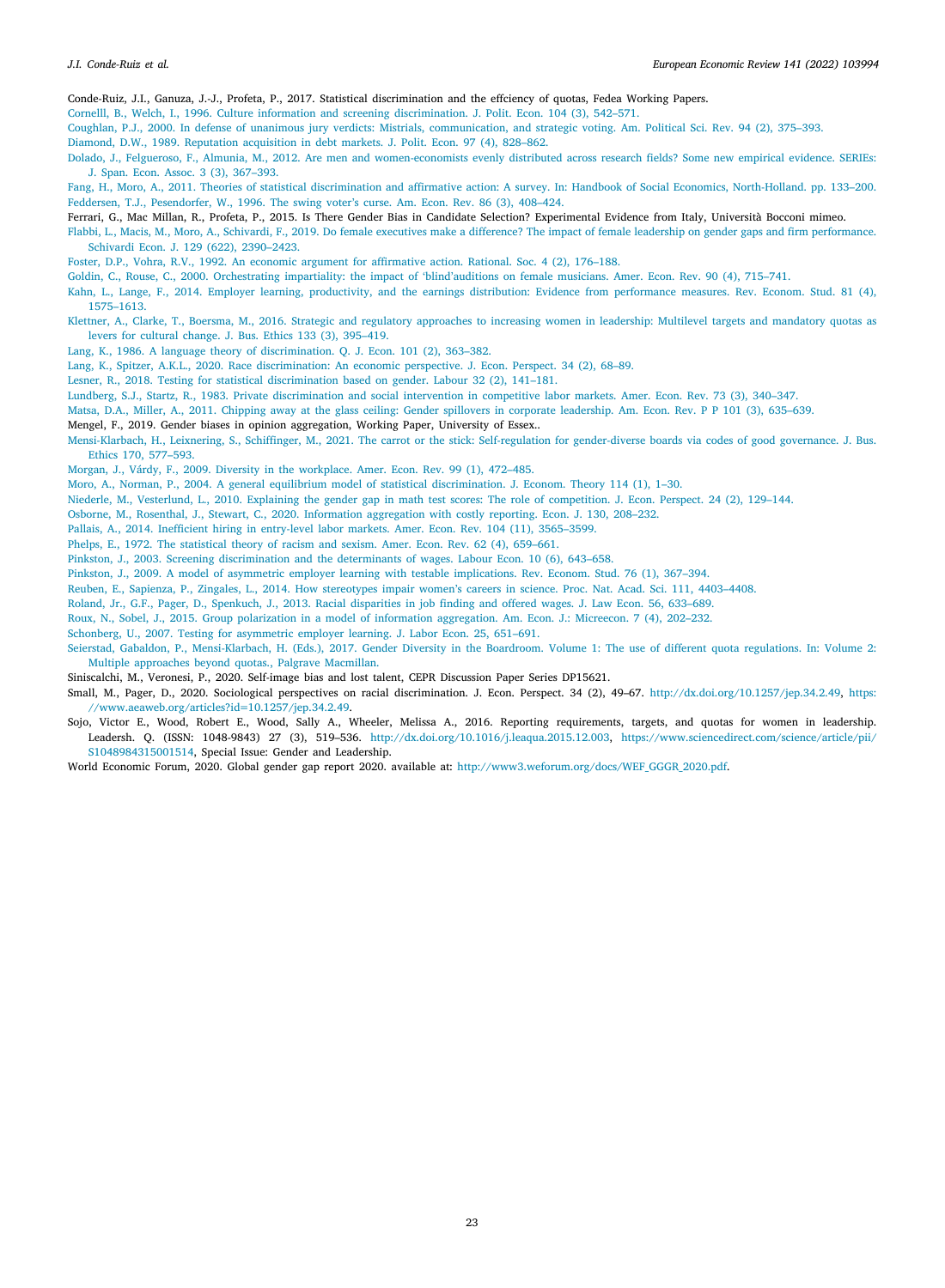Conde-Ruiz, J.I., Ganuza, J.-J., Profeta, P., 2017. Statistical discrimination and the effciency of quotas, Fedea Working Papers.

Cornelll, B., Welch, I., 1996. Culture information and screening discrimination. J. Polit. Econ. 104 (3), 542–571.

Coughlan, P.J., 2000. In defense of unanimous jury verdicts: Mistrials, communication, and strategic voting. Am. Political Sci. Rev. 94 (2), 375–393.

Diamond, D.W., 1989. Reputation acquisition in debt markets. J. Polit. Econ. 97 (4), 828–862.

Dolado, J., Felgueroso, F., Almunia, M., 2012. Are men and women-economists evenly distributed across research fields? Some new empirical evidence. SERIEs: J. Span. Econ. Assoc. 3 (3), 367–393.

Fang, H., Moro, A., 2011. Theories of statistical discrimination and affirmative action: A survey. In: Handbook of Social Economics, North-Holland. pp. 133–200.

Feddersen, T.J., Pesendorfer, W., 1996. The swing voter's curse. Am. Econ. Rev. 86 (3), 408–424.

Ferrari, G., Mac Millan, R., Profeta, P., 2015. Is There Gender Bias in Candidate Selection? Experimental Evidence from Italy, Università Bocconi mimeo.

Flabbi, L., Macis, M., Moro, A., Schivardi, F., 2019. Do female executives make a difference? The impact of female leadership on gender gaps and firm performance. Schivardi Econ. J. 129 (622), 2390–2423.

Foster, D.P., Vohra, R.V., 1992. An economic argument for affirmative action. Rational. Soc. 4 (2), 176–188.

Goldin, C., Rouse, C., 2000. Orchestrating impartiality: the impact of 'blind'auditions on female musicians. Amer. Econ. Rev. 90 (4), 715–741.

Kahn, L., Lange, F., 2014. Employer learning, productivity, and the earnings distribution: Evidence from performance measures. Rev. Econom. Stud. 81 (4), 1575–1613.

Klettner, A., Clarke, T., Boersma, M., 2016. Strategic and regulatory approaches to increasing women in leadership: Multilevel targets and mandatory quotas as levers for cultural change. J. Bus. Ethics 133 (3), 395–419.

Lang, K., 1986. A language theory of discrimination. Q. J. Econ. 101 (2), 363–382.

Lang, K., Spitzer, A.K.L., 2020. Race discrimination: An economic perspective. J. Econ. Perspect. 34 (2), 68–89.

Lesner, R., 2018. Testing for statistical discrimination based on gender. Labour 32 (2), 141–181.

Lundberg, S.J., Startz, R., 1983. Private discrimination and social intervention in competitive labor markets. Amer. Econ. Rev. 73 (3), 340–347.

Matsa, D.A., Miller, A., 2011. Chipping away at the glass ceiling: Gender spillovers in corporate leadership. Am. Econ. Rev. P P 101 (3), 635–639.

Mengel, F., 2019. Gender biases in opinion aggregation, Working Paper, University of Essex..

Mensi-Klarbach, H., Leixnering, S., Schiffinger, M., 2021. The carrot or the stick: Self-regulation for gender-diverse boards via codes of good governance. J. Bus. Ethics 170, 577–593.

Morgan, J., Várdy, F., 2009. Diversity in the workplace. Amer. Econ. Rev. 99 (1), 472–485.

Moro, A., Norman, P., 2004. A general equilibrium model of statistical discrimination. J. Econom. Theory 114 (1), 1–30.

Niederle, M., Vesterlund, L., 2010. Explaining the gender gap in math test scores: The role of competition. J. Econ. Perspect. 24 (2), 129–144.

Osborne, M., Rosenthal, J., Stewart, C., 2020. Information aggregation with costly reporting. Econ. J. 130, 208–232.

Pallais, A., 2014. Inefficient hiring in entry-level labor markets. Amer. Econ. Rev. 104 (11), 3565–3599.

Phelps, E., 1972. The statistical theory of racism and sexism. Amer. Econ. Rev. 62 (4), 659–661.

Pinkston, J., 2003. Screening discrimination and the determinants of wages. Labour Econ. 10 (6), 643–658.

Pinkston, J., 2009. A model of asymmetric employer learning with testable implications. Rev. Econom. Stud. 76 (1), 367–394.

Reuben, E., Sapienza, P., Zingales, L., 2014. How stereotypes impair women's careers in science. Proc. Nat. Acad. Sci. 111, 4403–4408.

Roland, Jr., G.F., Pager, D., Spenkuch, J., 2013. Racial disparities in job finding and offered wages. J. Law Econ. 56, 633–689.

Roux, N., Sobel, J., 2015. Group polarization in a model of information aggregation. Am. Econ. J.: Micreecon. 7 (4), 202–232.

Schonberg, U., 2007. Testing for asymmetric employer learning. J. Labor Econ. 25, 651–691.

Seierstad, Gabaldon, P., Mensi-Klarbach, H. (Eds.), 2017. Gender Diversity in the Boardroom. Volume 1: The use of different quota regulations. In: Volume 2: Multiple approaches beyond quotas., Palgrave Macmillan.

Siniscalchi, M., Veronesi, P., 2020. Self-image bias and lost talent, CEPR Discussion Paper Series DP15621.

Small, M., Pager, D., 2020. Sociological perspectives on racial discrimination. J. Econ. Perspect. 34 (2), 49–67. http://dx.doi.org/10.1257/jep.34.2.49, https://www.aeaweb.org/articles?id=10.1257/jep.34.2.49.

Sojo, Victor E., Wood, Robert E., Wood, Sally A., Wheeler, Melissa A., 2016. Reporting requirements, targets, and quotas for women in leadership. Leadersh. Q. (ISSN: 1048-9843) 27 (3), 519–536. http://dx.doi.org/10.1016/j.leaqua.2015.12.003, https://www.sciencedirect.com/science/article/pii/S1048984315001514, Special Issue: Gender and Leadership.

World Economic Forum, 2020. Global gender gap report 2020. available at: http://www3.weforum.org/docs/WEF_GGGR_2020.pdf.